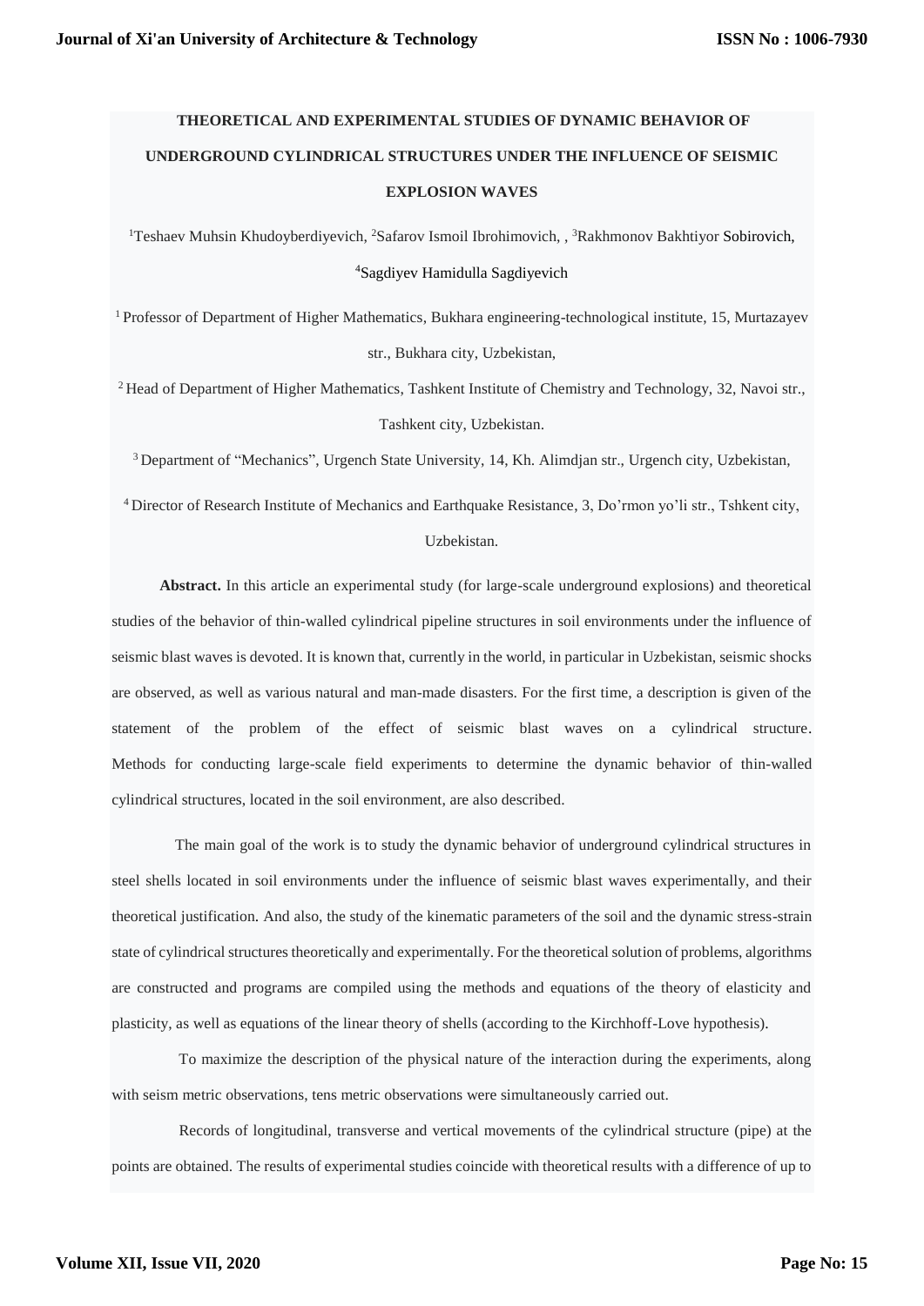# THEORETICAL AND EXPERIMENTAL STUDIES OF DYNAMIC BEHAVIOR OF UNDERGROUND CYLINDRICAL STRUCTURES UNDER THE INFLUENCE OF SEISMIC EXPLOSION WAVES

[1]Teshaev Muhsin Khudoyberdiyevich, [2]Safarov Ismoil Ibrohimovich, , [3]Rakhmonov Bakhtiyor Sobirovich, [4]Sagdiyev Hamidulla Sagdiyevich

[1] Professor of Department of Higher Mathematics, Bukhara engineering-technological institute, 15, Murtazayev str., Bukhara city, Uzbekistan,

[2] Head of Department of Higher Mathematics, Tashkent Institute of Chemistry and Technology, 32, Navoi str., Tashkent city, Uzbekistan.

[3] Department of "Mechanics", Urgench State University, 14, Kh. Alimdjan str., Urgench city, Uzbekistan,

[4] Director of Research Institute of Mechanics and Earthquake Resistance, 3, Do'rmon yo'li str., Tshkent city, Uzbekistan.

**Abstract.** In this article an experimental study (for large-scale underground explosions) and theoretical studies of the behavior of thin-walled cylindrical pipeline structures in soil environments under the influence of seismic blast waves is devoted. It is known that, currently in the world, in particular in Uzbekistan, seismic shocks are observed, as well as various natural and man-made disasters. For the first time, a description is given of the statement of the problem of the effect of seismic blast waves on a cylindrical structure. Methods for conducting large-scale field experiments to determine the dynamic behavior of thin-walled cylindrical structures, located in the soil environment, are also described.

The main goal of the work is to study the dynamic behavior of underground cylindrical structures in steel shells located in soil environments under the influence of seismic blast waves experimentally, and their theoretical justification. And also, the study of the kinematic parameters of the soil and the dynamic stress-strain state of cylindrical structures theoretically and experimentally. For the theoretical solution of problems, algorithms are constructed and programs are compiled using the methods and equations of the theory of elasticity and plasticity, as well as equations of the linear theory of shells (according to the Kirchhoff-Love hypothesis).

To maximize the description of the physical nature of the interaction during the experiments, along with seism metric observations, tens metric observations were simultaneously carried out.

Records of longitudinal, transverse and vertical movements of the cylindrical structure (pipe) at the points are obtained. The results of experimental studies coincide with theoretical results with a difference of up to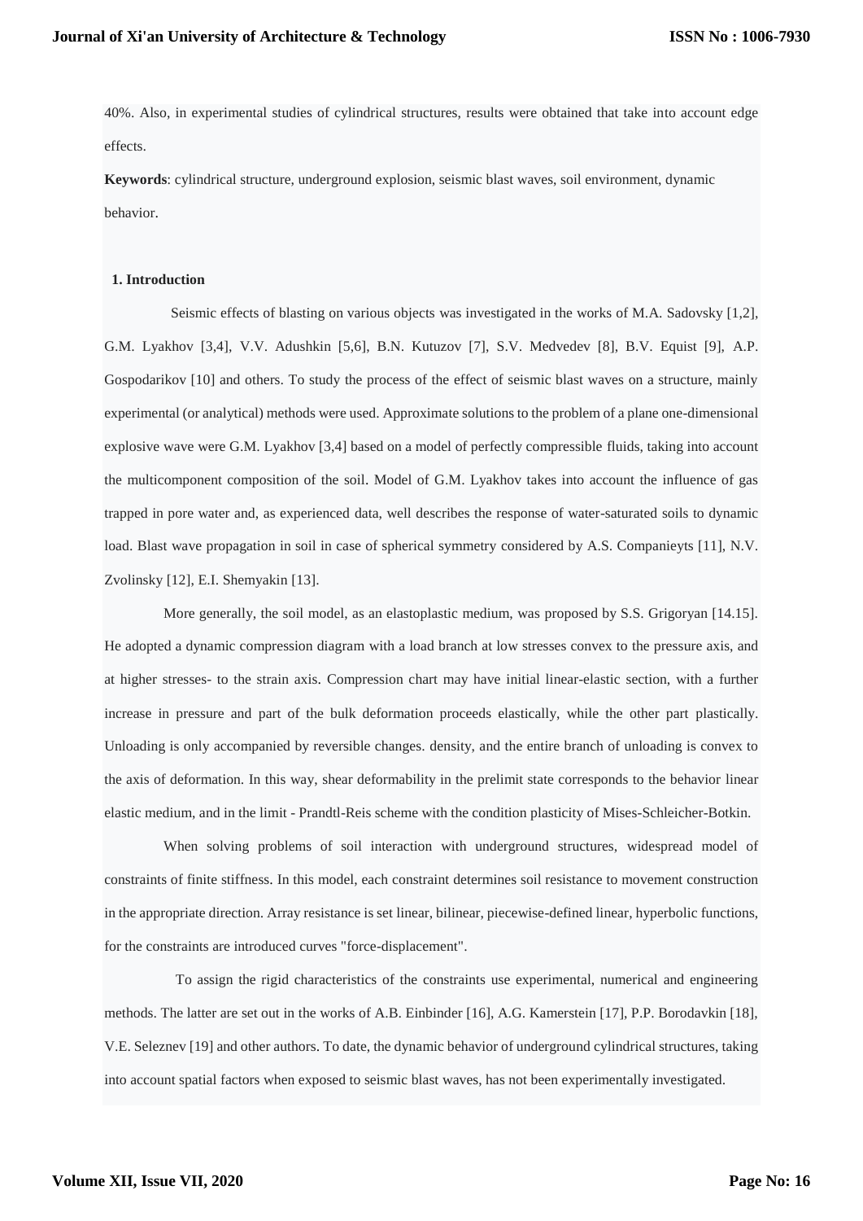40%. Also, in experimental studies of cylindrical structures, results were obtained that take into account edge effects.

**Keywords**: cylindrical structure, underground explosion, seismic blast waves, soil environment, dynamic behavior.

## 1. Introduction

Seismic effects of blasting on various objects was investigated in the works of M.A. Sadovsky [1,2], G.M. Lyakhov [3,4], V.V. Adushkin [5,6], B.N. Kutuzov [7], S.V. Medvedev [8], B.V. Equist [9], A.P. Gospodarikov [10] and others. To study the process of the effect of seismic blast waves on a structure, mainly experimental (or analytical) methods were used. Approximate solutions to the problem of a plane one-dimensional explosive wave were G.M. Lyakhov [3,4] based on a model of perfectly compressible fluids, taking into account the multicomponent composition of the soil. Model of G.M. Lyakhov takes into account the influence of gas trapped in pore water and, as experienced data, well describes the response of water-saturated soils to dynamic load. Blast wave propagation in soil in case of spherical symmetry considered by A.S. Companieyts [11], N.V. Zvolinsky [12], E.I. Shemyakin [13].

More generally, the soil model, as an elastoplastic medium, was proposed by S.S. Grigoryan [14.15]. He adopted a dynamic compression diagram with a load branch at low stresses convex to the pressure axis, and at higher stresses- to the strain axis. Compression chart may have initial linear-elastic section, with a further increase in pressure and part of the bulk deformation proceeds elastically, while the other part plastically. Unloading is only accompanied by reversible changes. density, and the entire branch of unloading is convex to the axis of deformation. In this way, shear deformability in the prelimit state corresponds to the behavior linear elastic medium, and in the limit - Prandtl-Reis scheme with the condition plasticity of Mises-Schleicher-Botkin.

When solving problems of soil interaction with underground structures, widespread model of constraints of finite stiffness. In this model, each constraint determines soil resistance to movement construction in the appropriate direction. Array resistance is set linear, bilinear, piecewise-defined linear, hyperbolic functions, for the constraints are introduced curves "force-displacement".

To assign the rigid characteristics of the constraints use experimental, numerical and engineering methods. The latter are set out in the works of A.B. Einbinder [16], A.G. Kamerstein [17], P.P. Borodavkin [18], V.E. Seleznev [19] and other authors. To date, the dynamic behavior of underground cylindrical structures, taking into account spatial factors when exposed to seismic blast waves, has not been experimentally investigated.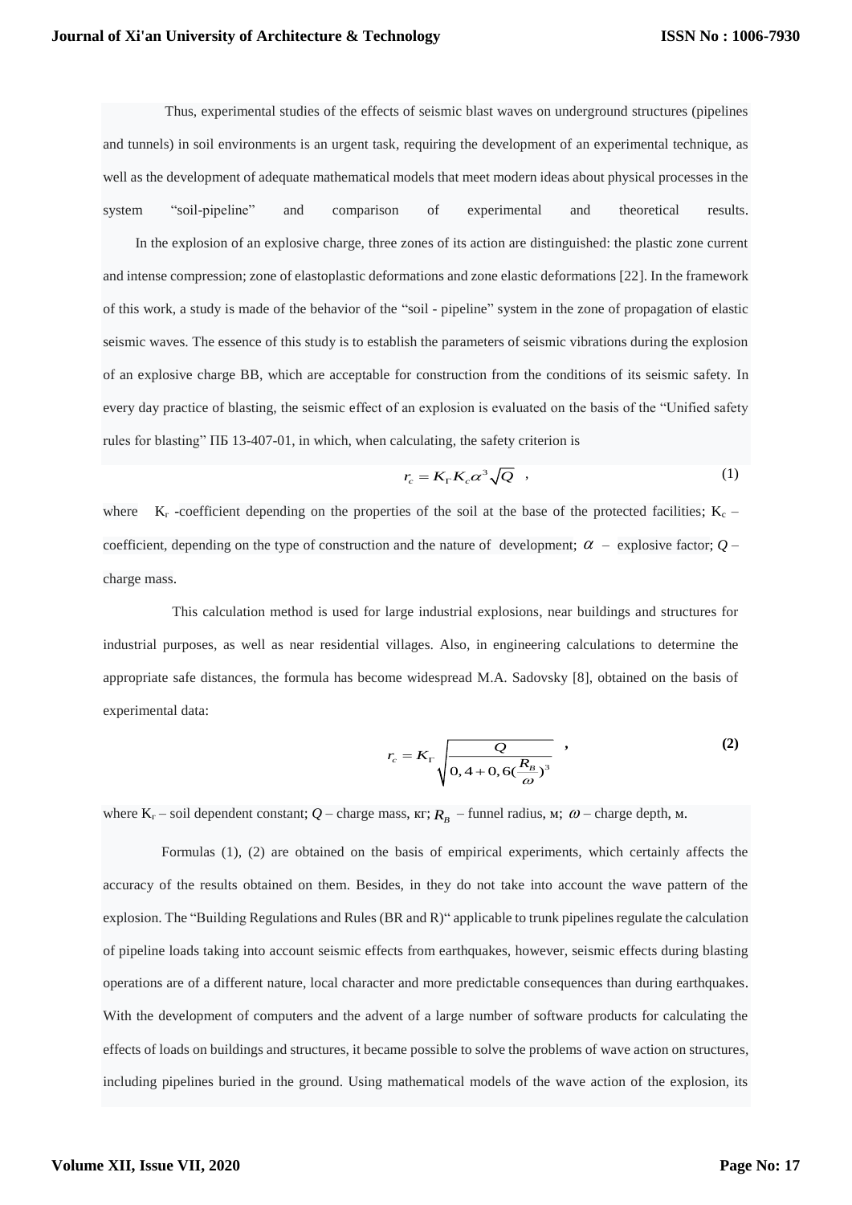Thus, experimental studies of the effects of seismic blast waves on underground structures (pipelines and tunnels) in soil environments is an urgent task, requiring the development of an experimental technique, as well as the development of adequate mathematical models that meet modern ideas about physical processes in the system "soil-pipeline" and comparison of experimental and theoretical results.

In the explosion of an explosive charge, three zones of its action are distinguished: the plastic zone current and intense compression; zone of elastoplastic deformations and zone elastic deformations [22]. In the framework of this work, a study is made of the behavior of the "soil - pipeline" system in the zone of propagation of elastic seismic waves. The essence of this study is to establish the parameters of seismic vibrations during the explosion of an explosive charge BB, which are acceptable for construction from the conditions of its seismic safety. In every day practice of blasting, the seismic effect of an explosion is evaluated on the basis of the "Unified safety rules for blasting" ПБ 13-407-01, in which, when calculating, the safety criterion is

$$r_c = K_\Gamma K_c \alpha \sqrt[3]{Q} \quad , \tag{1}$$

where $K_г$ -coefficient depending on the properties of the soil at the base of the protected facilities; $K_c$ – coefficient, depending on the type of construction and the nature of development; $\alpha$ – explosive factor; $Q$ – charge mass.

This calculation method is used for large industrial explosions, near buildings and structures for industrial purposes, as well as near residential villages. Also, in engineering calculations to determine the appropriate safe distances, the formula has become widespread M.A. Sadovsky [8], obtained on the basis of experimental data:

$$r_c = K_\Gamma \sqrt{\frac{Q}{0,4+0,6(\frac{R_B}{\omega})^3}} \quad , \tag{2}$$

where $K_г$ – soil dependent constant; $Q$ – charge mass, кг; $R_B$ – funnel radius, м; $\omega$ – charge depth, м.

Formulas (1), (2) are obtained on the basis of empirical experiments, which certainly affects the accuracy of the results obtained on them. Besides, in they do not take into account the wave pattern of the explosion. The "Building Regulations and Rules (BR and R)" applicable to trunk pipelines regulate the calculation of pipeline loads taking into account seismic effects from earthquakes, however, seismic effects during blasting operations are of a different nature, local character and more predictable consequences than during earthquakes. With the development of computers and the advent of a large number of software products for calculating the effects of loads on buildings and structures, it became possible to solve the problems of wave action on structures, including pipelines buried in the ground. Using mathematical models of the wave action of the explosion, its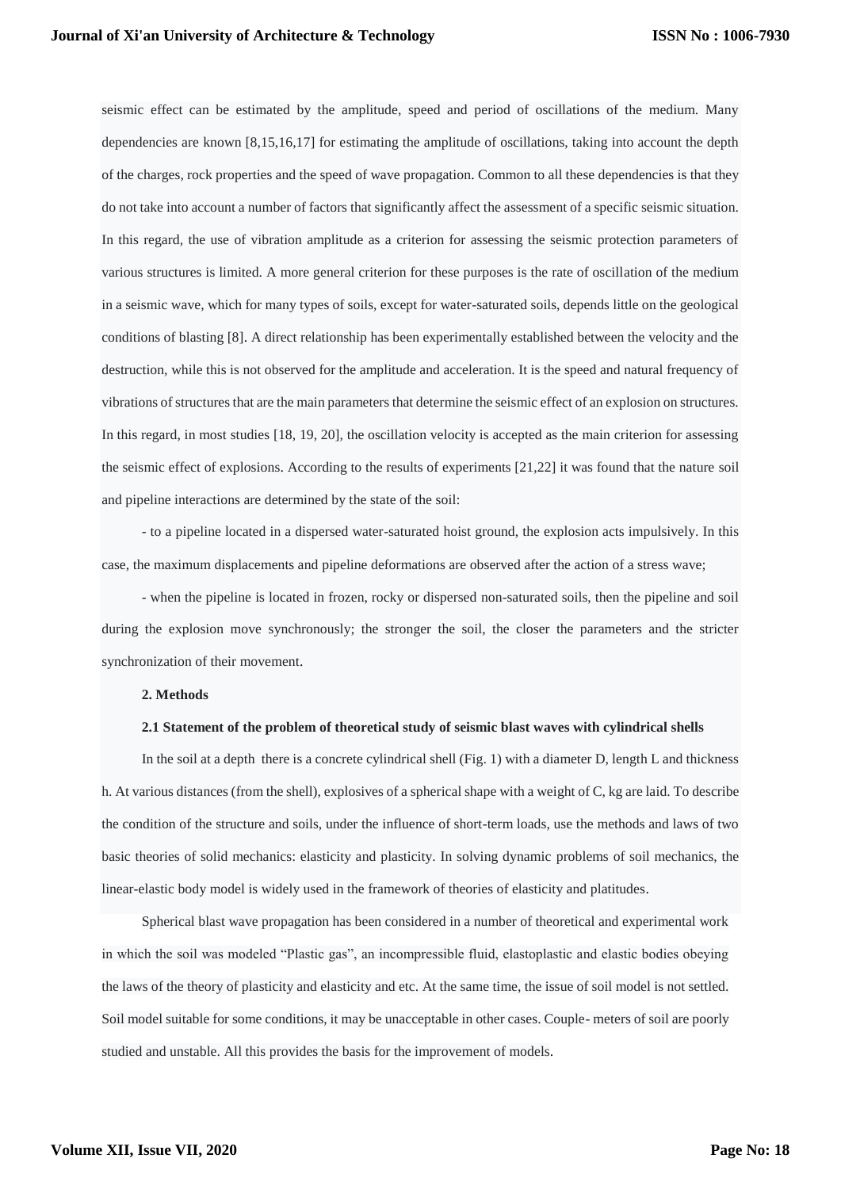seismic effect can be estimated by the amplitude, speed and period of oscillations of the medium. Many dependencies are known [8,15,16,17] for estimating the amplitude of oscillations, taking into account the depth of the charges, rock properties and the speed of wave propagation. Common to all these dependencies is that they do not take into account a number of factors that significantly affect the assessment of a specific seismic situation. In this regard, the use of vibration amplitude as a criterion for assessing the seismic protection parameters of various structures is limited. A more general criterion for these purposes is the rate of oscillation of the medium in a seismic wave, which for many types of soils, except for water-saturated soils, depends little on the geological conditions of blasting [8]. A direct relationship has been experimentally established between the velocity and the destruction, while this is not observed for the amplitude and acceleration. It is the speed and natural frequency of vibrations of structures that are the main parameters that determine the seismic effect of an explosion on structures. In this regard, in most studies [18, 19, 20], the oscillation velocity is accepted as the main criterion for assessing the seismic effect of explosions. According to the results of experiments [21,22] it was found that the nature soil and pipeline interactions are determined by the state of the soil:

- to a pipeline located in a dispersed water-saturated hoist ground, the explosion acts impulsively. In this case, the maximum displacements and pipeline deformations are observed after the action of a stress wave;

- when the pipeline is located in frozen, rocky or dispersed non-saturated soils, then the pipeline and soil during the explosion move synchronously; the stronger the soil, the closer the parameters and the stricter synchronization of their movement.

## 2. Methods

### 2.1 Statement of the problem of theoretical study of seismic blast waves with cylindrical shells

In the soil at a depth there is a concrete cylindrical shell (Fig. 1) with a diameter D, length L and thickness h. At various distances (from the shell), explosives of a spherical shape with a weight of C, kg are laid. To describe the condition of the structure and soils, under the influence of short-term loads, use the methods and laws of two basic theories of solid mechanics: elasticity and plasticity. In solving dynamic problems of soil mechanics, the linear-elastic body model is widely used in the framework of theories of elasticity and platitudes.

Spherical blast wave propagation has been considered in a number of theoretical and experimental work in which the soil was modeled "Plastic gas", an incompressible fluid, elastoplastic and elastic bodies obeying the laws of the theory of plasticity and elasticity and etc. At the same time, the issue of soil model is not settled. Soil model suitable for some conditions, it may be unacceptable in other cases. Couple- meters of soil are poorly studied and unstable. All this provides the basis for the improvement of models.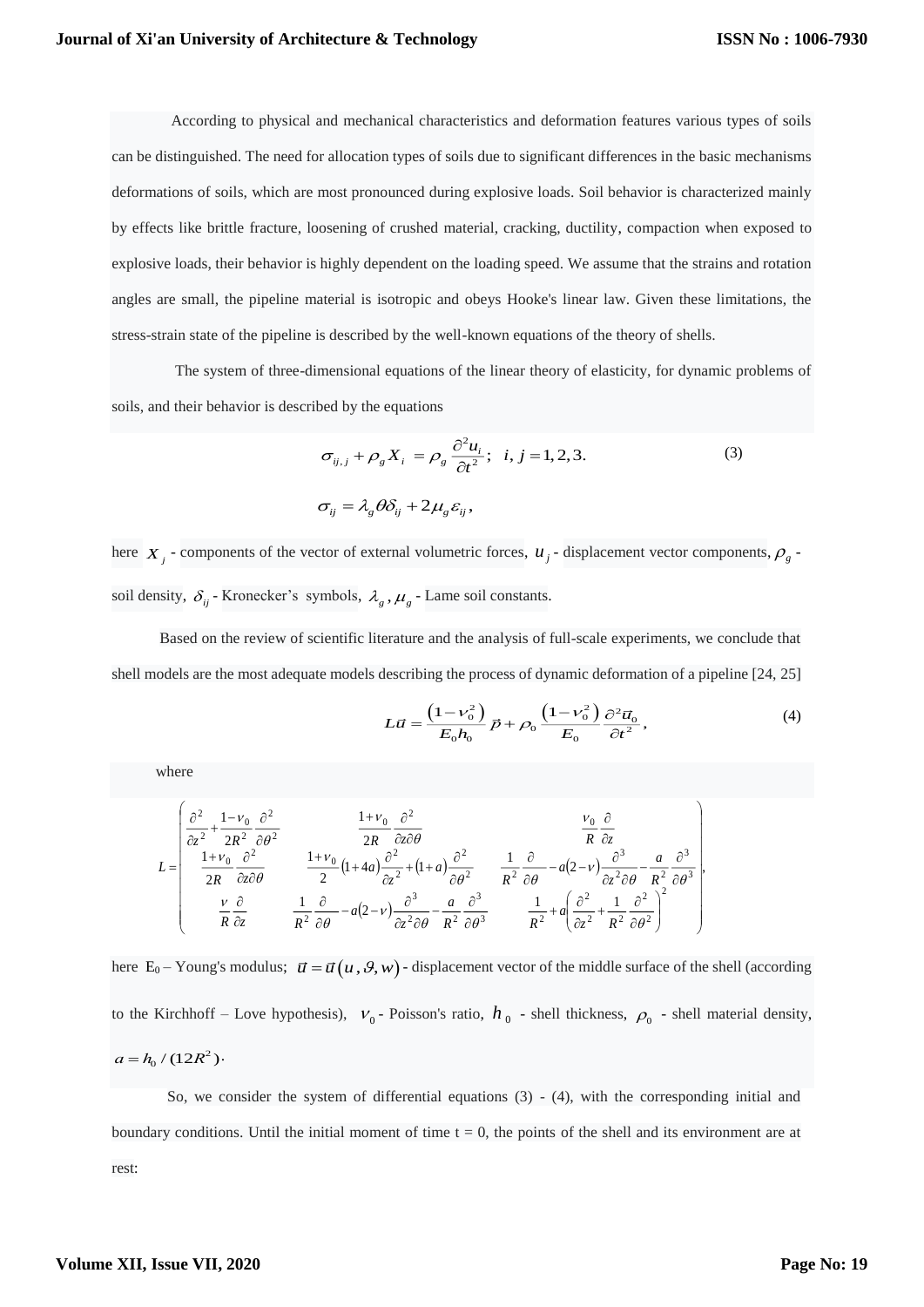According to physical and mechanical characteristics and deformation features various types of soils can be distinguished. The need for allocation types of soils due to significant differences in the basic mechanisms deformations of soils, which are most pronounced during explosive loads. Soil behavior is characterized mainly by effects like brittle fracture, loosening of crushed material, cracking, ductility, compaction when exposed to explosive loads, their behavior is highly dependent on the loading speed. We assume that the strains and rotation angles are small, the pipeline material is isotropic and obeys Hooke's linear law. Given these limitations, the stress-strain state of the pipeline is described by the well-known equations of the theory of shells.

The system of three-dimensional equations of the linear theory of elasticity, for dynamic problems of soils, and their behavior is described by the equations

$$\sigma_{ij,j} + \rho_g X_i = \rho_g \frac{\partial^2 u_i}{\partial t^2}; \quad i, j = 1, 2, 3. \tag{3}$$

$$\sigma_{ij} = \lambda_g \theta \delta_{ij} + 2\mu_g \varepsilon_{ij},$$

here $X_j$ - components of the vector of external volumetric forces, $u_j$ - displacement vector components, $\rho_g$ - soil density, $\delta_{ij}$ - Kronecker's symbols, $\lambda_g, \mu_g$ - Lame soil constants.

Based on the review of scientific literature and the analysis of full-scale experiments, we conclude that shell models are the most adequate models describing the process of dynamic deformation of a pipeline [24, 25]

$$L\vec{u} = \frac{\left(1-\nu_0^2\right)}{E_0 h_0}\vec{p} + \rho_0 \frac{\left(1-\nu_0^2\right)}{E_0}\frac{\partial^2 \vec{u}_0}{\partial t^2}, \tag{4}$$

where

$$L = \begin{pmatrix} \dfrac{\partial^2}{\partial z^2} + \dfrac{1-\nu_0}{2R^2}\dfrac{\partial^2}{\partial \theta^2} & \dfrac{1+\nu_0}{2R}\dfrac{\partial^2}{\partial z \partial \theta} & \dfrac{\nu_0}{R}\dfrac{\partial}{\partial z} \\ \dfrac{1+\nu_0}{2R}\dfrac{\partial^2}{\partial z \partial \theta} & \dfrac{1+\nu_0}{2}(1+4a)\dfrac{\partial^2}{\partial z^2} + (1+a)\dfrac{\partial^2}{\partial \theta^2} & \dfrac{1}{R^2}\dfrac{\partial}{\partial \theta} - a(2-\nu)\dfrac{\partial^3}{\partial z^2 \partial \theta} - \dfrac{a}{R^2}\dfrac{\partial^3}{\partial \theta^3} \\ \dfrac{\nu}{R}\dfrac{\partial}{\partial z} & \dfrac{1}{R^2}\dfrac{\partial}{\partial \theta} - a(2-\nu)\dfrac{\partial^3}{\partial z^2 \partial \theta} - \dfrac{a}{R^2}\dfrac{\partial^3}{\partial \theta^3} & \dfrac{1}{R^2} + a\left(\dfrac{\partial^2}{\partial z^2} + \dfrac{1}{R^2}\dfrac{\partial^2}{\partial \theta^2}\right)^2 \end{pmatrix},$$

here $E_0$ – Young's modulus; $\vec{u} = \vec{u}(u, \vartheta, w)$ - displacement vector of the middle surface of the shell (according to the Kirchhoff – Love hypothesis), $\nu_0$ - Poisson's ratio, $h_0$ - shell thickness, $\rho_0$ - shell material density, $a = h_0 / (12R^2)$.

So, we consider the system of differential equations (3) - (4), with the corresponding initial and boundary conditions. Until the initial moment of time t = 0, the points of the shell and its environment are at rest: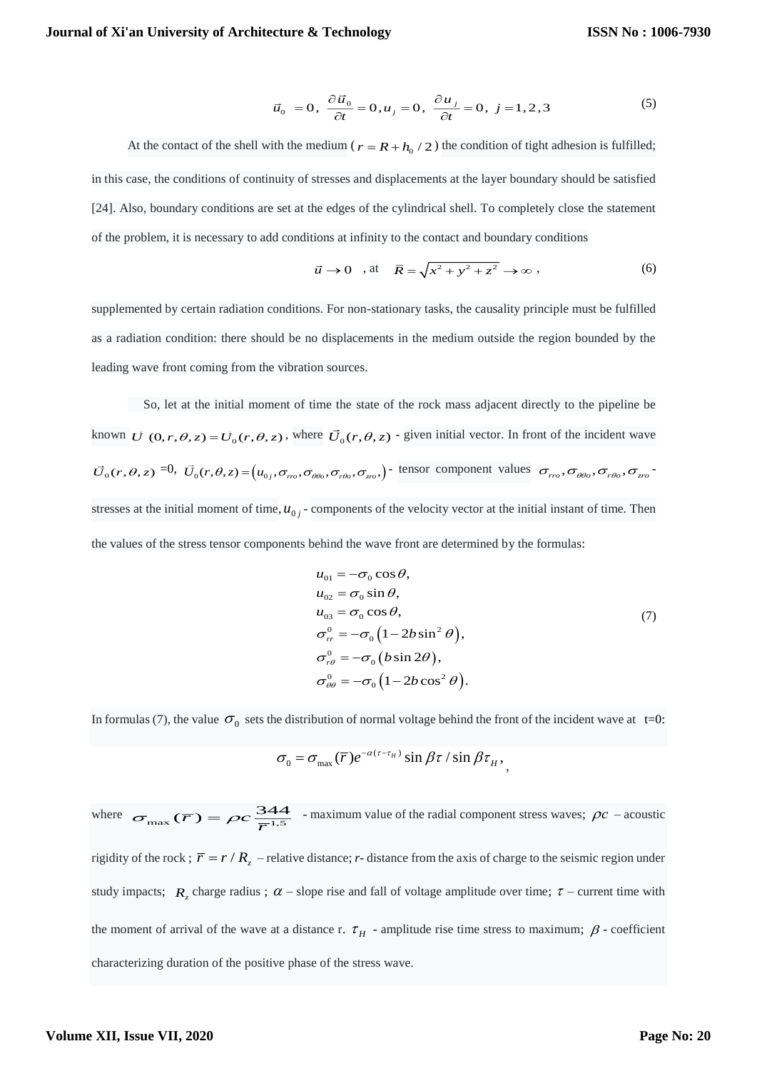$$\vec{u}_0 = 0,\ \frac{\partial \vec{u}_0}{\partial t} = 0, u_j = 0,\ \frac{\partial u_j}{\partial t} = 0,\ j = 1,2,3 \tag{5}$$

At the contact of the shell with the medium ($r = R + h_0 / 2$) the condition of tight adhesion is fulfilled; in this case, the conditions of continuity of stresses and displacements at the layer boundary should be satisfied [24]. Also, boundary conditions are set at the edges of the cylindrical shell. To completely close the statement of the problem, it is necessary to add conditions at infinity to the contact and boundary conditions

$$\vec{u} \to 0 \quad \text{, at} \quad \bar{R} = \sqrt{x^2 + y^2 + z^2} \to \infty \ , \tag{6}$$

supplemented by certain radiation conditions. For non-stationary tasks, the causality principle must be fulfilled as a radiation condition: there should be no displacements in the medium outside the region bounded by the leading wave front coming from the vibration sources.

So, let at the initial moment of time the state of the rock mass adjacent directly to the pipeline be known $\vec{U}(0, r, \theta, z) = \vec{U}_0(r, \theta, z)$, where $\vec{U}_0(r, \theta, z)$ - given initial vector. In front of the incident wave $\vec{U}_0(r, \theta, z) = 0$, $\vec{U}_0(r, \theta, z) = \left(u_{0j}, \sigma_{rro}, \sigma_{\theta\theta o}, \sigma_{r\theta o}, \sigma_{zro}\right)$ - tensor component values $\sigma_{rro}, \sigma_{\theta\theta o}, \sigma_{r\theta o}, \sigma_{zro}$ - stresses at the initial moment of time, $u_{0j}$ - components of the velocity vector at the initial instant of time. Then the values of the stress tensor components behind the wave front are determined by the formulas:

$$\begin{aligned}
u_{01} &= -\sigma_0 \cos\theta, \\
u_{02} &= \sigma_0 \sin\theta, \\
u_{03} &= \sigma_0 \cos\theta, \\
\sigma_{rr}^0 &= -\sigma_0 \left(1 - 2b\sin^2\theta\right), \\
\sigma_{r\theta}^0 &= -\sigma_0 \left(b\sin 2\theta\right), \\
\sigma_{\theta\theta}^0 &= -\sigma_0 \left(1 - 2b\cos^2\theta\right).
\end{aligned} \tag{7}$$

In formulas (7), the value $\sigma_0$ sets the distribution of normal voltage behind the front of the incident wave at t=0:

$$\sigma_0 = \sigma_{\max}(\bar{r}) e^{-\alpha(\tau - \tau_H)} \sin\beta\tau / \sin\beta\tau_H ,$$

where $\sigma_{\max}(\bar{r}) = \rho c \frac{344}{\bar{r}^{1,5}}$ - maximum value of the radial component stress waves; $\rho c$ – acoustic rigidity of the rock ; $\bar{r} = r / R_z$ – relative distance; *r*- distance from the axis of charge to the seismic region under study impacts; $R_z$ charge radius ; $\alpha$ – slope rise and fall of voltage amplitude over time; $\tau$ – current time with the moment of arrival of the wave at a distance r. $\tau_H$ - amplitude rise time stress to maximum; $\beta$ - coefficient characterizing duration of the positive phase of the stress wave.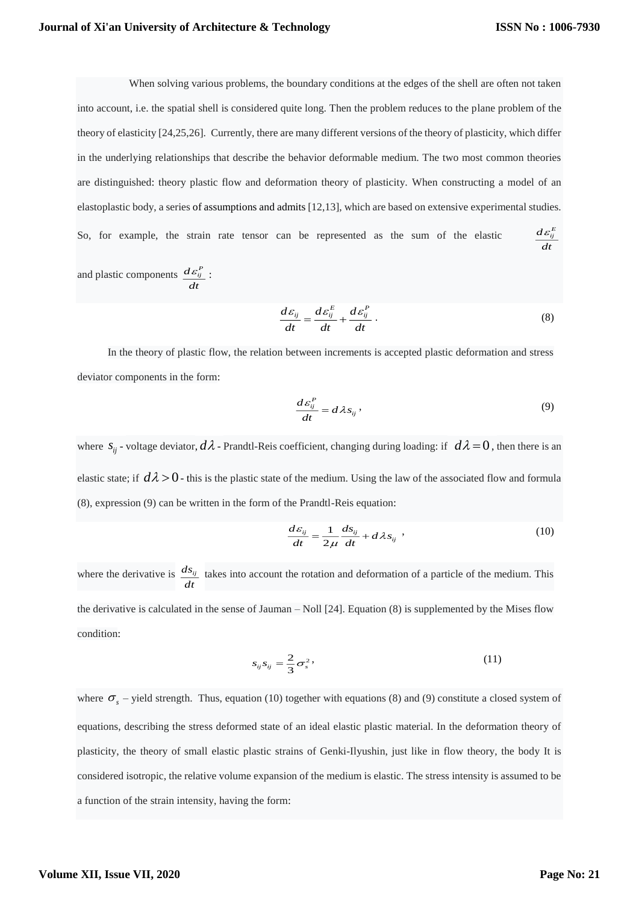When solving various problems, the boundary conditions at the edges of the shell are often not taken into account, i.e. the spatial shell is considered quite long. Then the problem reduces to the plane problem of the theory of elasticity [24,25,26]. Currently, there are many different versions of the theory of plasticity, which differ in the underlying relationships that describe the behavior deformable medium. The two most common theories are distinguished: theory plastic flow and deformation theory of plasticity. When constructing a model of an elastoplastic body, a series of assumptions and admits [12,13], which are based on extensive experimental studies. So, for example, the strain rate tensor can be represented as the sum of the elastic $\frac{d\varepsilon_{ij}^{E}}{dt}$ and plastic components $\frac{d\varepsilon_{ij}^{P}}{dt}$:

$$\frac{d\varepsilon_{ij}}{dt} = \frac{d\varepsilon_{ij}^{E}}{dt} + \frac{d\varepsilon_{ij}^{P}}{dt}. \tag{8}$$

In the theory of plastic flow, the relation between increments is accepted plastic deformation and stress deviator components in the form:

$$\frac{d\varepsilon_{ij}^{P}}{dt} = d\lambda s_{ij}, \tag{9}$$

where $s_{ij}$ - voltage deviator, $d\lambda$ - Prandtl-Reis coefficient, changing during loading: if $d\lambda = 0$, then there is an elastic state; if $d\lambda > 0$ - this is the plastic state of the medium. Using the law of the associated flow and formula (8), expression (9) can be written in the form of the Prandtl-Reis equation:

$$\frac{d\varepsilon_{ij}}{dt} = \frac{1}{2\mu}\frac{ds_{ij}}{dt} + d\lambda s_{ij}, \tag{10}$$

where the derivative is $\frac{ds_{ij}}{dt}$ takes into account the rotation and deformation of a particle of the medium. This the derivative is calculated in the sense of Jauman – Noll [24]. Equation (8) is supplemented by the Mises flow condition:

$$s_{ij}s_{ij} = \frac{2}{3}\sigma_{s}^{2}, \tag{11}$$

where $\sigma_{s}$ – yield strength. Thus, equation (10) together with equations (8) and (9) constitute a closed system of equations, describing the stress deformed state of an ideal elastic plastic material. In the deformation theory of plasticity, the theory of small elastic plastic strains of Genki-Ilyushin, just like in flow theory, the body It is considered isotropic, the relative volume expansion of the medium is elastic. The stress intensity is assumed to be a function of the strain intensity, having the form: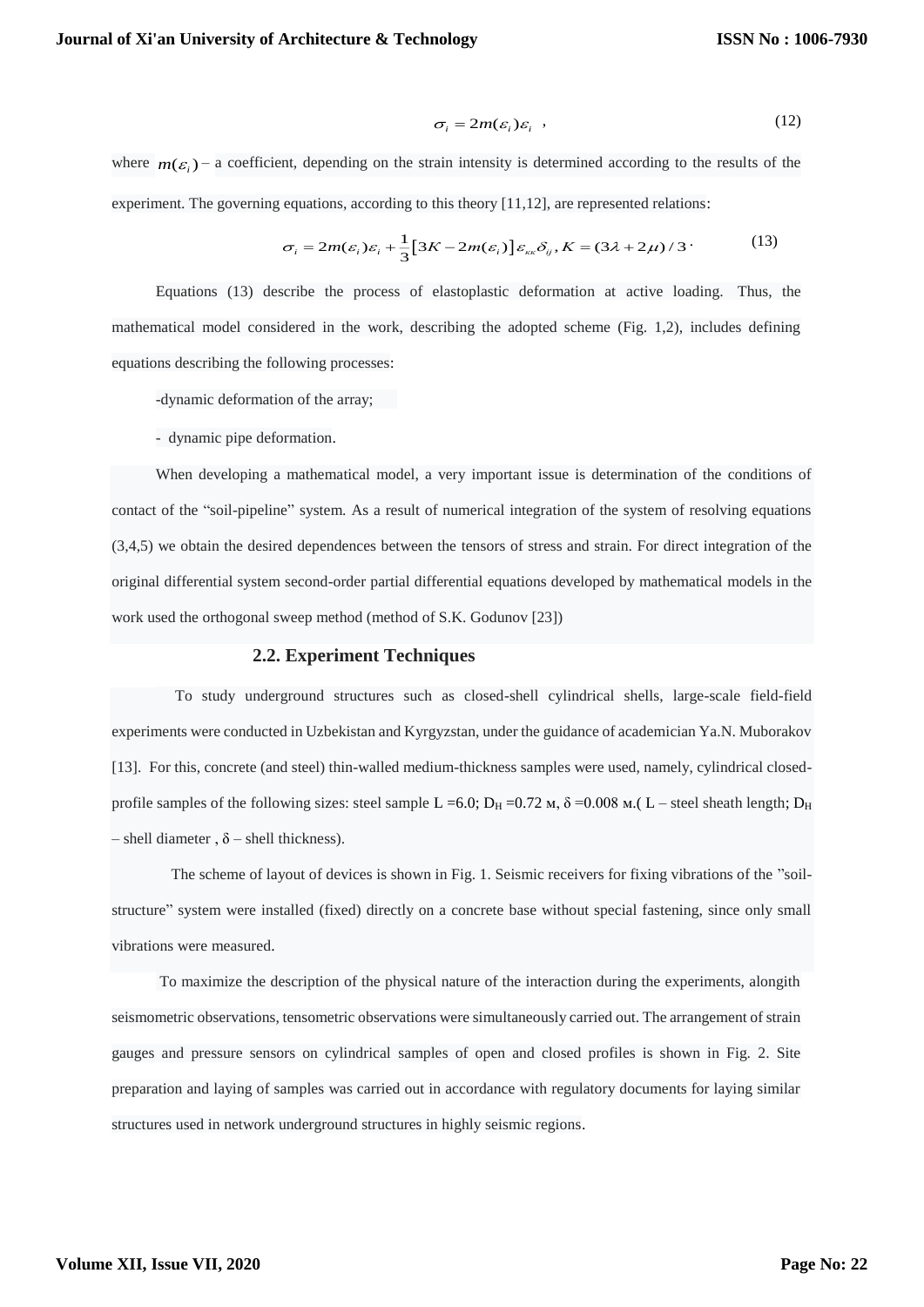$$\sigma_i = 2m(\varepsilon_i)\varepsilon_i \quad , \tag{12}$$

where $m(\varepsilon_i)$ – a coefficient, depending on the strain intensity is determined according to the results of the experiment. The governing equations, according to this theory [11,12], are represented relations:

$$\sigma_i = 2m(\varepsilon_i)\varepsilon_i + \frac{1}{3}\left[3K - 2m(\varepsilon_i)\right]\varepsilon_{\kappa\kappa}\delta_{ij}, K = (3\lambda + 2\mu)/3 \cdot \tag{13}$$

Equations (13) describe the process of elastoplastic deformation at active loading. Thus, the mathematical model considered in the work, describing the adopted scheme (Fig. 1,2), includes defining equations describing the following processes:

-dynamic deformation of the array;

- dynamic pipe deformation.

When developing a mathematical model, a very important issue is determination of the conditions of contact of the "soil-pipeline" system. As a result of numerical integration of the system of resolving equations (3,4,5) we obtain the desired dependences between the tensors of stress and strain. For direct integration of the original differential system second-order partial differential equations developed by mathematical models in the work used the orthogonal sweep method (method of S.K. Godunov [23])

## 2.2. Experiment Techniques

To study underground structures such as closed-shell cylindrical shells, large-scale field-field experiments were conducted in Uzbekistan and Kyrgyzstan, under the guidance of academician Ya.N. Muborakov [13]. For this, concrete (and steel) thin-walled medium-thickness samples were used, namely, cylindrical closed-profile samples of the following sizes: steel sample L =6.0; $D_H$ =0.72 м, δ =0.008 м.( L – steel sheath length; $D_H$ – shell diameter , δ – shell thickness).

The scheme of layout of devices is shown in Fig. 1. Seismic receivers for fixing vibrations of the "soil-structure" system were installed (fixed) directly on a concrete base without special fastening, since only small vibrations were measured.

To maximize the description of the physical nature of the interaction during the experiments, alongith seismometric observations, tensometric observations were simultaneously carried out. The arrangement of strain gauges and pressure sensors on cylindrical samples of open and closed profiles is shown in Fig. 2. Site preparation and laying of samples was carried out in accordance with regulatory documents for laying similar structures used in network underground structures in highly seismic regions.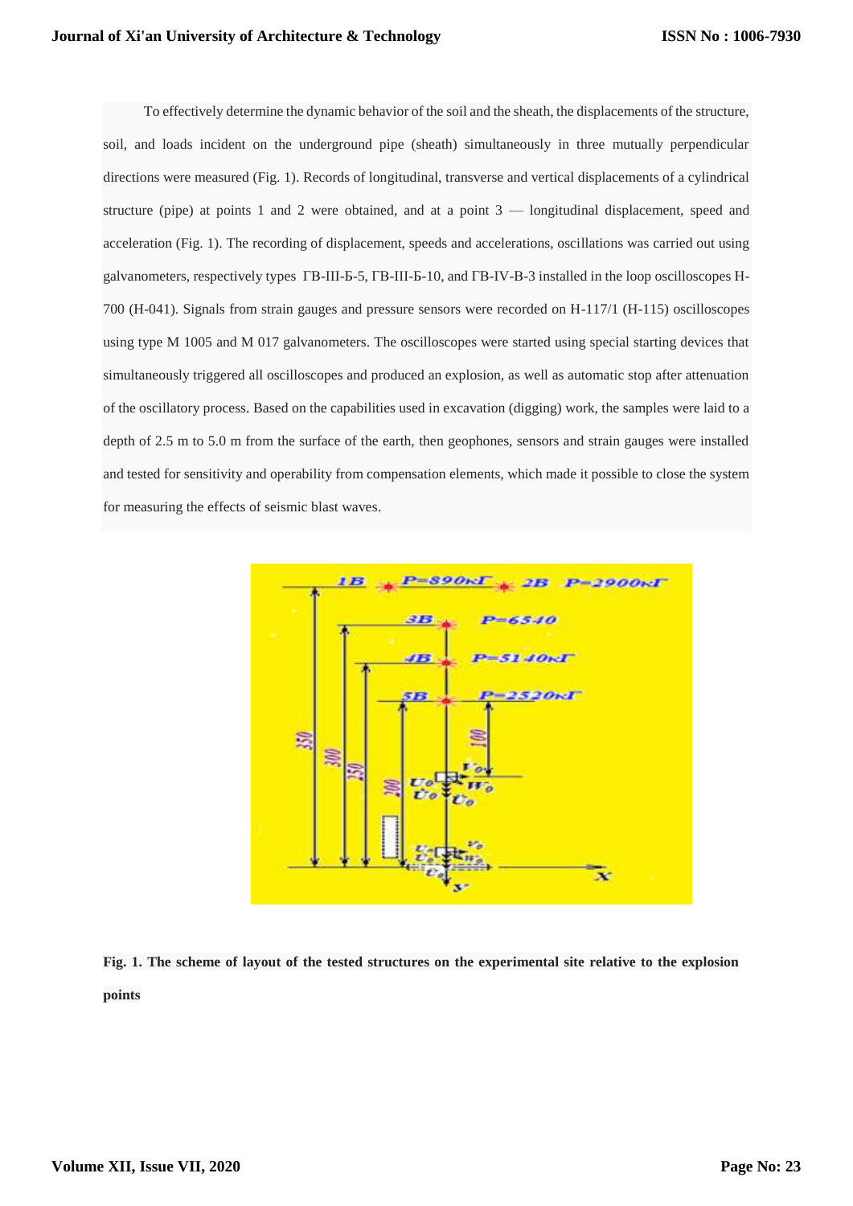To effectively determine the dynamic behavior of the soil and the sheath, the displacements of the structure, soil, and loads incident on the underground pipe (sheath) simultaneously in three mutually perpendicular directions were measured (Fig. 1). Records of longitudinal, transverse and vertical displacements of a cylindrical structure (pipe) at points 1 and 2 were obtained, and at a point 3 — longitudinal displacement, speed and acceleration (Fig. 1). The recording of displacement, speeds and accelerations, oscillations was carried out using galvanometers, respectively types ГВ-III-Б-5, ГВ-III-Б-10, and ГВ-IV-В-3 installed in the loop oscilloscopes H-700 (H-041). Signals from strain gauges and pressure sensors were recorded on H-117/1 (H-115) oscilloscopes using type M 1005 and M 017 galvanometers. The oscilloscopes were started using special starting devices that simultaneously triggered all oscilloscopes and produced an explosion, as well as automatic stop after attenuation of the oscillatory process. Based on the capabilities used in excavation (digging) work, the samples were laid to a depth of 2.5 m to 5.0 m from the surface of the earth, then geophones, sensors and strain gauges were installed and tested for sensitivity and operability from compensation elements, which made it possible to close the system for measuring the effects of seismic blast waves.

**Fig. 1. The scheme of layout of the tested structures on the experimental site relative to the explosion points**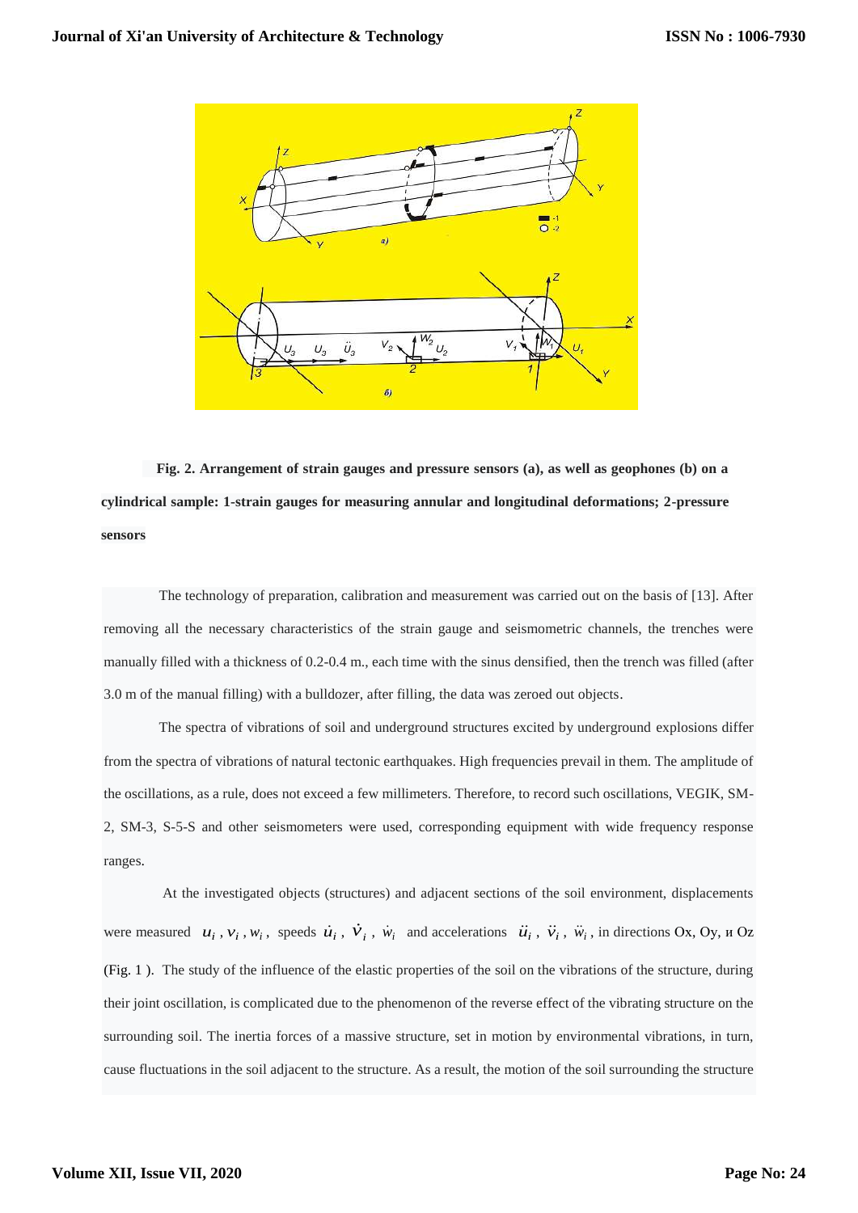**Fig. 2. Arrangement of strain gauges and pressure sensors (a), as well as geophones (b) on a cylindrical sample: 1-strain gauges for measuring annular and longitudinal deformations; 2-pressure sensors**

The technology of preparation, calibration and measurement was carried out on the basis of [13]. After removing all the necessary characteristics of the strain gauge and seismometric channels, the trenches were manually filled with a thickness of 0.2-0.4 m., each time with the sinus densified, then the trench was filled (after 3.0 m of the manual filling) with a bulldozer, after filling, the data was zeroed out objects.

The spectra of vibrations of soil and underground structures excited by underground explosions differ from the spectra of vibrations of natural tectonic earthquakes. High frequencies prevail in them. The amplitude of the oscillations, as a rule, does not exceed a few millimeters. Therefore, to record such oscillations, VEGIK, SM-2, SM-3, S-5-S and other seismometers were used, corresponding equipment with wide frequency response ranges.

At the investigated objects (structures) and adjacent sections of the soil environment, displacements were measured $u_i, v_i, w_i$, speeds $\dot{u}_i$, $\dot{v}_i$, $\dot{w}_i$ and accelerations $\ddot{u}_i$, $\ddot{v}_i$, $\ddot{w}_i$, in directions Ox, Oy, и Oz (Fig. 1 ). The study of the influence of the elastic properties of the soil on the vibrations of the structure, during their joint oscillation, is complicated due to the phenomenon of the reverse effect of the vibrating structure on the surrounding soil. The inertia forces of a massive structure, set in motion by environmental vibrations, in turn, cause fluctuations in the soil adjacent to the structure. As a result, the motion of the soil surrounding the structure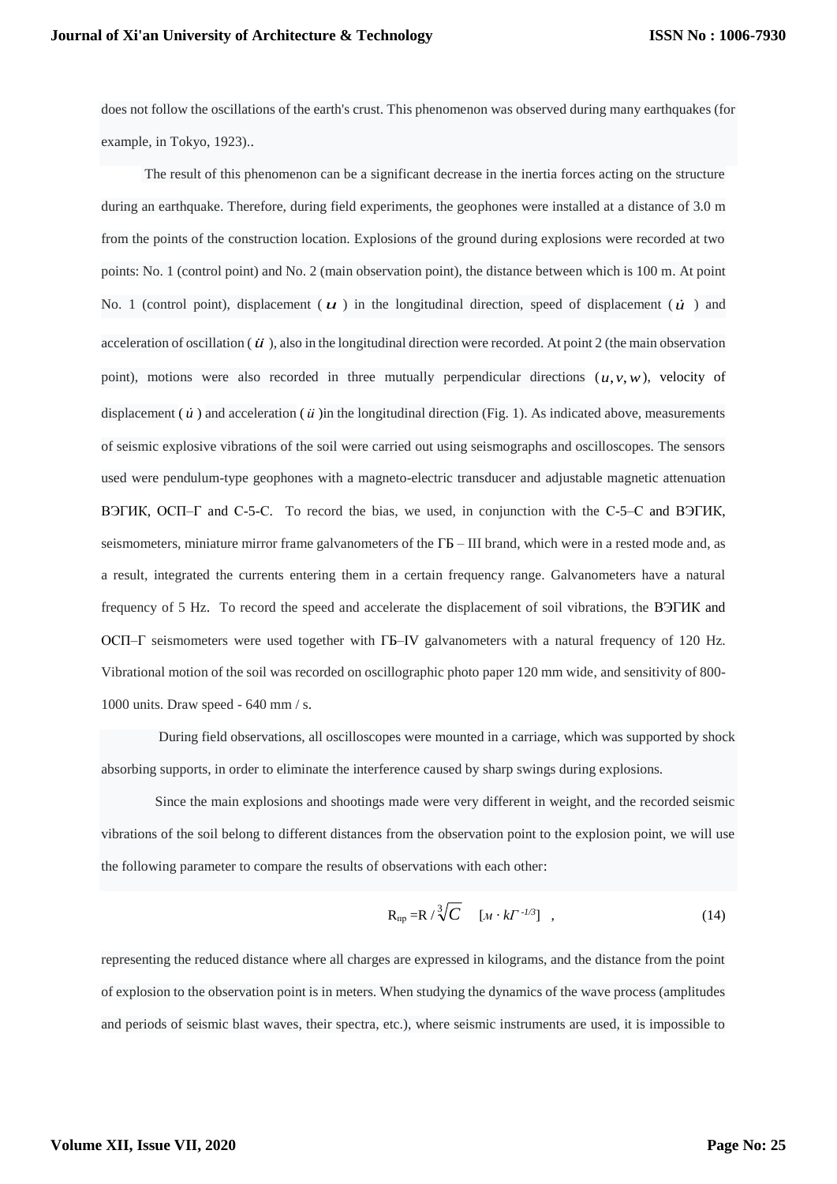does not follow the oscillations of the earth's crust. This phenomenon was observed during many earthquakes (for example, in Tokyo, 1923)..

The result of this phenomenon can be a significant decrease in the inertia forces acting on the structure during an earthquake. Therefore, during field experiments, the geophones were installed at a distance of 3.0 m from the points of the construction location. Explosions of the ground during explosions were recorded at two points: No. 1 (control point) and No. 2 (main observation point), the distance between which is 100 m. At point No. 1 (control point), displacement ( $u$ ) in the longitudinal direction, speed of displacement ( $\dot{u}$ ) and acceleration of oscillation ( $\ddot{u}$ ), also in the longitudinal direction were recorded. At point 2 (the main observation point), motions were also recorded in three mutually perpendicular directions $(u, v, w)$, velocity of displacement ( $\dot{u}$ ) and acceleration ( $\ddot{u}$ )in the longitudinal direction (Fig. 1). As indicated above, measurements of seismic explosive vibrations of the soil were carried out using seismographs and oscilloscopes. The sensors used were pendulum-type geophones with a magneto-electric transducer and adjustable magnetic attenuation ВЭГИК, ОСП–Г and C-5-C. To record the bias, we used, in conjunction with the C-5–C and ВЭГИК, seismometers, miniature mirror frame galvanometers of the ГБ – III brand, which were in a rested mode and, as a result, integrated the currents entering them in a certain frequency range. Galvanometers have a natural frequency of 5 Hz. To record the speed and accelerate the displacement of soil vibrations, the ВЭГИК and ОСП–Г seismometers were used together with ГБ–IV galvanometers with a natural frequency of 120 Hz. Vibrational motion of the soil was recorded on oscillographic photo paper 120 mm wide, and sensitivity of 800-1000 units. Draw speed - 640 mm / s.

During field observations, all oscilloscopes were mounted in a carriage, which was supported by shock absorbing supports, in order to eliminate the interference caused by sharp swings during explosions.

Since the main explosions and shootings made were very different in weight, and the recorded seismic vibrations of the soil belong to different distances from the observation point to the explosion point, we will use the following parameter to compare the results of observations with each other:

$$R_{пр} = R / \sqrt[3]{C} \quad [м \cdot кГ^{-1/3}] \quad , \tag{14}$$

representing the reduced distance where all charges are expressed in kilograms, and the distance from the point of explosion to the observation point is in meters. When studying the dynamics of the wave process (amplitudes and periods of seismic blast waves, their spectra, etc.), where seismic instruments are used, it is impossible to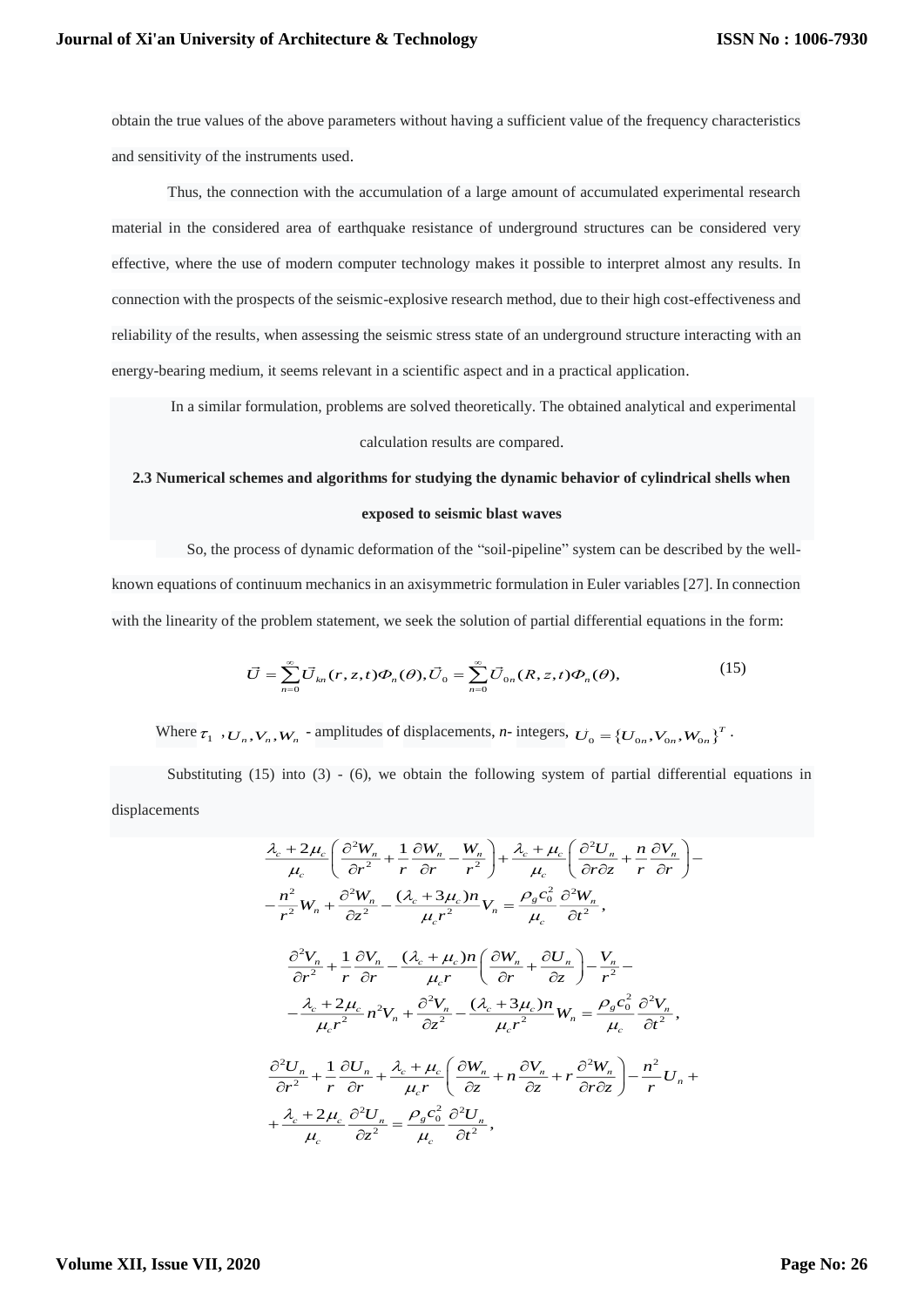obtain the true values of the above parameters without having a sufficient value of the frequency characteristics and sensitivity of the instruments used.

Thus, the connection with the accumulation of a large amount of accumulated experimental research material in the considered area of earthquake resistance of underground structures can be considered very effective, where the use of modern computer technology makes it possible to interpret almost any results. In connection with the prospects of the seismic-explosive research method, due to their high cost-effectiveness and reliability of the results, when assessing the seismic stress state of an underground structure interacting with an energy-bearing medium, it seems relevant in a scientific aspect and in a practical application.

In a similar formulation, problems are solved theoretically. The obtained analytical and experimental calculation results are compared.

### 2.3 Numerical schemes and algorithms for studying the dynamic behavior of cylindrical shells when exposed to seismic blast waves

So, the process of dynamic deformation of the "soil-pipeline" system can be described by the well-known equations of continuum mechanics in an axisymmetric formulation in Euler variables [27]. In connection with the linearity of the problem statement, we seek the solution of partial differential equations in the form:

$$\vec{U} = \sum_{n=0}^{\infty} \vec{U}_{kn}(r,z,t)\Phi_n(\Theta), \vec{U}_0 = \sum_{n=0}^{\infty} \vec{U}_{0n}(R,z,t)\Phi_n(\Theta), \tag{15}$$

Where $\tau_1$, $U_n, V_n, W_n$ - amplitudes of displacements, $n$- integers, $U_0 = \{U_{0n}, V_{0n}, W_{0n}\}^T$.

Substituting (15) into (3) - (6), we obtain the following system of partial differential equations in displacements

$$\frac{\lambda_c + 2\mu_c}{\mu_c}\left(\frac{\partial^2 W_n}{\partial r^2} + \frac{1}{r}\frac{\partial W_n}{\partial r} - \frac{W_n}{r^2}\right) + \frac{\lambda_c + \mu_c}{\mu_c}\left(\frac{\partial^2 U_n}{\partial r \partial z} + \frac{n}{r}\frac{\partial V_n}{\partial r}\right) -$$
$$-\frac{n^2}{r^2}W_n + \frac{\partial^2 W_n}{\partial z^2} - \frac{(\lambda_c + 3\mu_c)n}{\mu_c r^2}V_n = \frac{\rho_g c_0^2}{\mu_c}\frac{\partial^2 W_n}{\partial t^2},$$

$$\frac{\partial^2 V_n}{\partial r^2} + \frac{1}{r}\frac{\partial V_n}{\partial r} - \frac{(\lambda_c + \mu_c)n}{\mu_c r}\left(\frac{\partial W_n}{\partial r} + \frac{\partial U_n}{\partial z}\right) - \frac{V_n}{r^2} -$$
$$-\frac{\lambda_c + 2\mu_c}{\mu_c r^2}n^2 V_n + \frac{\partial^2 V_n}{\partial z^2} - \frac{(\lambda_c + 3\mu_c)n}{\mu_c r^2}W_n = \frac{\rho_g c_0^2}{\mu_c}\frac{\partial^2 V_n}{\partial t^2},$$

$$\frac{\partial^2 U_n}{\partial r^2} + \frac{1}{r}\frac{\partial U_n}{\partial r} + \frac{\lambda_c + \mu_c}{\mu_c r}\left(\frac{\partial W_n}{\partial z} + n\frac{\partial V_n}{\partial z} + r\frac{\partial^2 W_n}{\partial r \partial z}\right) - \frac{n^2}{r}U_n +$$
$$+\frac{\lambda_c + 2\mu_c}{\mu_c}\frac{\partial^2 U_n}{\partial z^2} = \frac{\rho_g c_0^2}{\mu_c}\frac{\partial^2 U_n}{\partial t^2},$$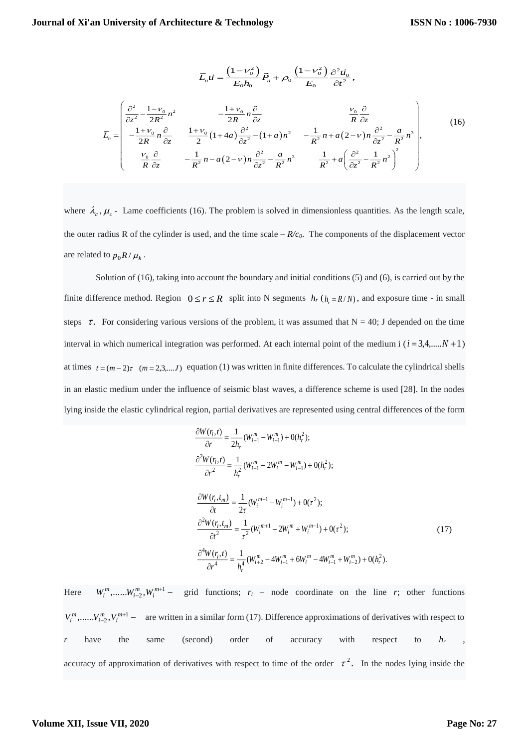$$\bar{L}_n \vec{u} = \frac{\left(1-\nu_0^2\right)}{E_0 h_0} \vec{P}_n + \rho_0 \frac{\left(1-\nu_0^2\right)}{E_0} \frac{\partial^2 \vec{u}_0}{\partial t^2},$$

$$\bar{L}_n = \begin{pmatrix} \frac{\partial^2}{\partial z^2} - \frac{1-\nu_0}{2R^2} n^2 & -\frac{1+\nu_0}{2R} n \frac{\partial}{\partial z} & \frac{\nu_0}{R} \frac{\partial}{\partial z} \\ -\frac{1+\nu_0}{2R} n \frac{\partial}{\partial z} & \frac{1+\nu_0}{2}(1+4a)\frac{\partial^2}{\partial z^2} - (1+a) n^2 & -\frac{1}{R^2} n + a(2-\nu) n \frac{\partial^2}{\partial z^2} - \frac{a}{R^2} n^3 \\ \frac{\nu_0}{R} \frac{\partial}{\partial z} & -\frac{1}{R^2} n - a(2-\nu) n \frac{\partial^2}{\partial z^2} - \frac{a}{R^2} n^3 & \frac{1}{R^2} + a\left(\frac{\partial^2}{\partial z^2} - \frac{1}{R^2} n^2\right)^2 \end{pmatrix}, \tag{16}$$

where $\lambda_c, \mu_c$ - Lame coefficients (16). The problem is solved in dimensionless quantities. As the length scale, the outer radius R of the cylinder is used, and the time scale – $R/c_0$. The components of the displacement vector are related to $p_0 R / \mu_k$.

Solution of (16), taking into account the boundary and initial conditions (5) and (6), is carried out by the finite difference method. Region $0 \le r \le R$ split into N segments $h_r$ ($h_r = R/N$), and exposure time - in small steps $\tau$. For considering various versions of the problem, it was assumed that N = 40; J depended on the time interval in which numerical integration was performed. At each internal point of the medium i ($i = 3,4,.....N+1$) at times $t = (m-2)\tau \quad (m = 2,3,....J)$ equation (1) was written in finite differences. To calculate the cylindrical shells in an elastic medium under the influence of seismic blast waves, a difference scheme is used [28]. In the nodes lying inside the elastic cylindrical region, partial derivatives are represented using central differences of the form

$$\begin{aligned}
&\frac{\partial W(r_i,t)}{\partial r} = \frac{1}{2h_r}(W_{i+1}^m - W_{i-1}^m) + 0(h_r^2);\\
&\frac{\partial^2 W(r_i,t)}{\partial r^2} = \frac{1}{h_r^2}(W_{i+1}^m - 2W_i^m - W_{i-1}^m) + 0(h_r^2);\\
&\frac{\partial W(r_i,t_m)}{\partial t} = \frac{1}{2\tau}(W_i^{m+1} - W_i^{m-1}) + 0(\tau^2);\\
&\frac{\partial^2 W(r_i,t_m)}{\partial t^2} = \frac{1}{\tau^2}(W_i^{m+1} - 2W_i^m + W_i^{m-1}) + 0(\tau^2);\\
&\frac{\partial^4 W(r_i,t)}{\partial r^4} = \frac{1}{h_r^4}(W_{i+2}^m - 4W_{i+1}^m + 6W_i^m - 4W_{i-1}^m + W_{i-2}^m) + 0(h_r^2).
\end{aligned} \tag{17}$$

Here $W_i^m,......W_{i-2}^m, W_i^{m+1}$ – grid functions; $r_i$ – node coordinate on the line $r$; other functions $V_i^m,......V_{i-2}^m, V_i^{m+1}$ – are written in a similar form (17). Difference approximations of derivatives with respect to $r$ have the same (second) order of accuracy with respect to $h_r$, accuracy of approximation of derivatives with respect to time of the order $\tau^2$. In the nodes lying inside the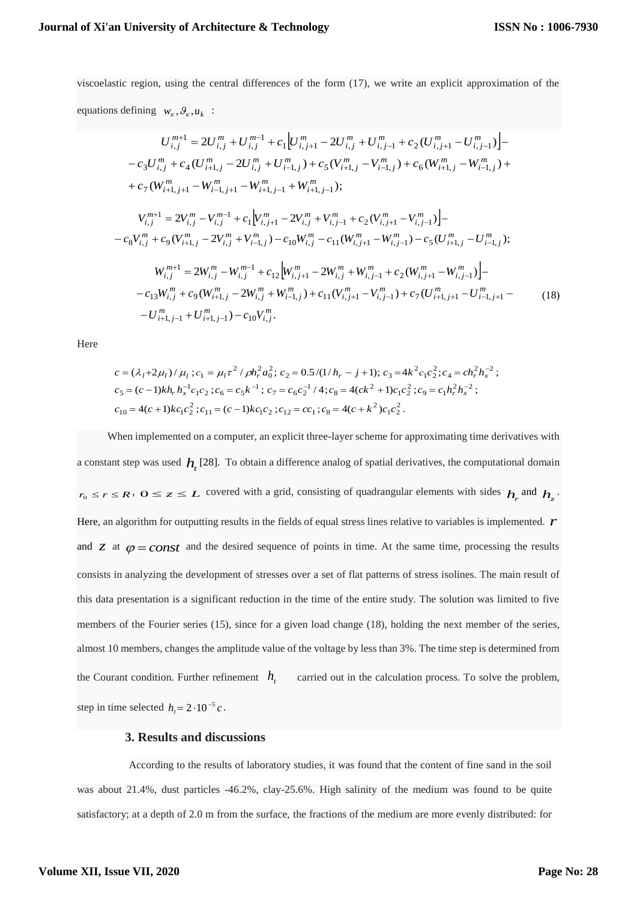viscoelastic region, using the central differences of the form (17), we write an explicit approximation of the equations defining $w_\kappa, \vartheta_\kappa, u_k$ :

$$
\begin{aligned}
U_{i,j}^{m+1} &= 2U_{i,j}^{m} + U_{i,j}^{m-1} + c_1\left[U_{i,j+1}^{m} - 2U_{i,j}^{m} + U_{i,j-1}^{m} + c_2(U_{i,j+1}^{m} - U_{i,j-1}^{m})\right] - \\
&- c_3 U_{i,j}^{m} + c_4(U_{i+1,j}^{m} - 2U_{i,j}^{m} + U_{i-1,j}^{m}) + c_5(V_{i+1,j}^{m} - V_{i-1,j}^{m}) + c_6(W_{i+1,j}^{m} - W_{i-1,j}^{m}) + \\
&+ c_7(W_{i+1,j+1}^{m} - W_{i-1,j+1}^{m} - W_{i+1,j-1}^{m} + W_{i+1,j-1}^{m});
\end{aligned}
$$

$$
\begin{aligned}
V_{i,j}^{m+1} &= 2V_{i,j}^{m} - V_{i,j}^{m-1} + c_1\left[V_{i,j+1}^{m} - 2V_{i,j}^{m} + V_{i,j-1}^{m} + c_2(V_{i,j+1}^{m} - V_{i,j-1}^{m})\right] - \\
&- c_8 V_{i,j}^{m} + c_9(V_{i+1,j}^{m} - 2V_{i,j}^{m} + V_{i-1,j}^{m}) - c_{10}W_{i,j}^{m} - c_{11}(W_{i,j+1}^{m} - W_{i,j-1}^{m}) - c_5(U_{i+1,j}^{m} - U_{i-1,j}^{m});
\end{aligned}
$$

$$
\begin{aligned}
W_{i,j}^{m+1} &= 2W_{i,j}^{m} - W_{i,j}^{m-1} + c_{12}\left[W_{i,j+1}^{m} - 2W_{i,j}^{m} + W_{i,j-1}^{m} + c_2(W_{i,j+1}^{m} - W_{i,j-1}^{m})\right] - \\
&- c_{13}W_{i,j}^{m} + c_9(W_{i+1,j}^{m} - 2W_{i,j}^{m} + W_{i-1,j}^{m}) + c_{11}(V_{i,j+1}^{m} - V_{i,j-1}^{m}) + c_7(U_{i+1,j+1}^{m} - U_{i-1,j+1}^{m} - \\
&- U_{i+1,j-1}^{m} + U_{i+1,j-1}^{m}) - c_{10}V_{i,j}^{m}.
\end{aligned}
\tag{18}
$$

Here

$$
\begin{aligned}
&c = (\lambda_l + 2\mu_l)/\mu_l\,; c_1 = \mu_l \tau^2/\rho h_r^2 a_0^2;\ c_2 = 0.5/(1/h_r - j + 1);\ c_3 = 4k^2 c_1 c_2^2; c_4 = c h_r^2 h_x^{-2};\\
&c_5 = (c-1)k h_r h_x^{-1} c_1 c_2; c_6 = c_5 k^{-1};\ c_7 = c_6 c_2^{-1}/4; c_8 = 4(ck^2+1)c_1 c_2^2; c_9 = c_1 h_r^2 h_x^{-2};\\
&c_{10} = 4(c+1)k c_1 c_2^2; c_{11} = (c-1)k c_1 c_2; c_{12} = c c_1; c_8 = 4(c+k^2)c_1 c_2^2.
\end{aligned}
$$

When implemented on a computer, an explicit three-layer scheme for approximating time derivatives with a constant step was used $h_t$ [28]. To obtain a difference analog of spatial derivatives, the computational domain $r_0 \le r \le R$, $0 \le z \le L$ covered with a grid, consisting of quadrangular elements with sides $h_r$ and $h_z$. Here, an algorithm for outputting results in the fields of equal stress lines relative to variables is implemented. $r$ and $z$ at $\varphi = const$ and the desired sequence of points in time. At the same time, processing the results consists in analyzing the development of stresses over a set of flat patterns of stress isolines. The main result of this data presentation is a significant reduction in the time of the entire study. The solution was limited to five members of the Fourier series (15), since for a given load change (18), holding the next member of the series, almost 10 members, changes the amplitude value of the voltage by less than 3%. The time step is determined from the Courant condition. Further refinement $h_t$ carried out in the calculation process. To solve the problem, step in time selected $h_t = 2 \cdot 10^{-5} c$.

### 3. Results and discussions

According to the results of laboratory studies, it was found that the content of fine sand in the soil was about 21.4%, dust particles -46.2%, clay-25.6%. High salinity of the medium was found to be quite satisfactory; at a depth of 2.0 m from the surface, the fractions of the medium are more evenly distributed: for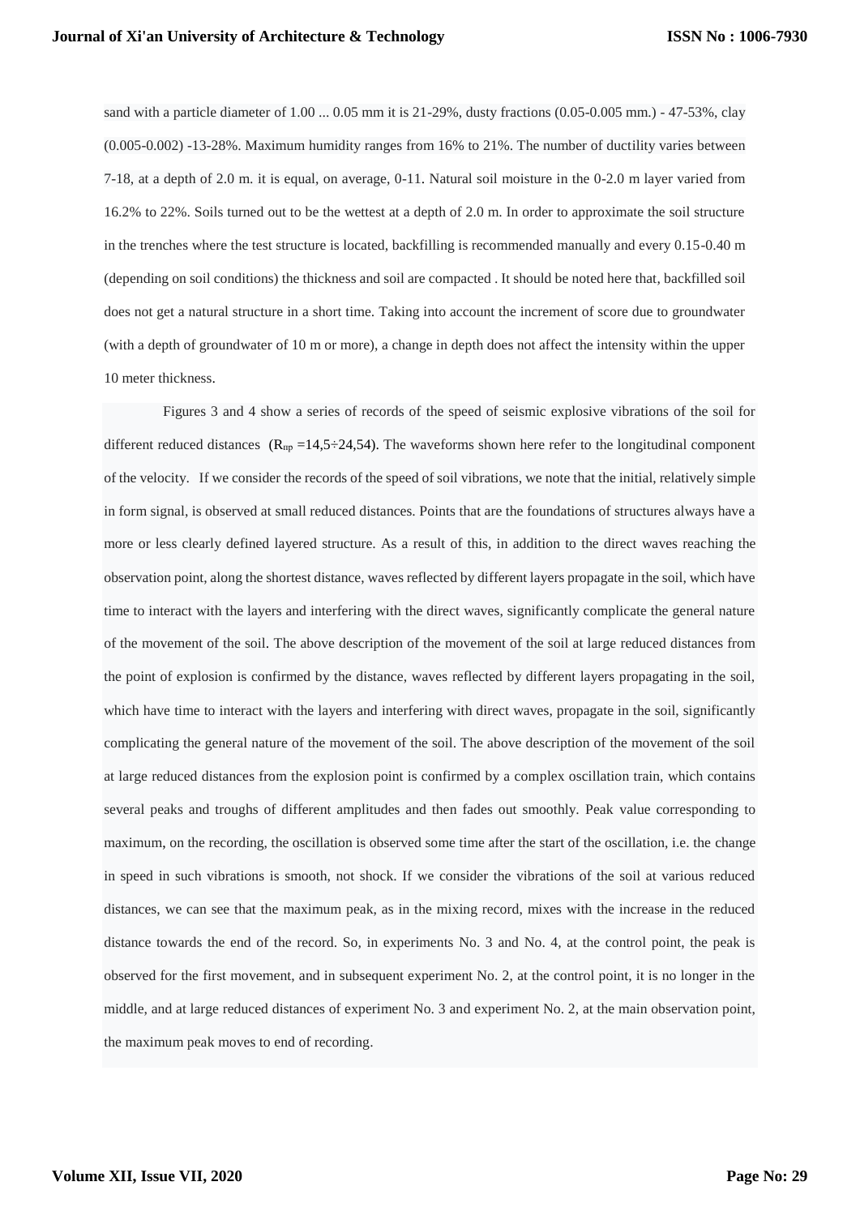sand with a particle diameter of 1.00 ... 0.05 mm it is 21-29%, dusty fractions (0.05-0.005 mm.) - 47-53%, clay (0.005-0.002) -13-28%. Maximum humidity ranges from 16% to 21%. The number of ductility varies between 7-18, at a depth of 2.0 m. it is equal, on average, 0-11. Natural soil moisture in the 0-2.0 m layer varied from 16.2% to 22%. Soils turned out to be the wettest at a depth of 2.0 m. In order to approximate the soil structure in the trenches where the test structure is located, backfilling is recommended manually and every 0.15-0.40 m (depending on soil conditions) the thickness and soil are compacted . It should be noted here that, backfilled soil does not get a natural structure in a short time. Taking into account the increment of score due to groundwater (with a depth of groundwater of 10 m or more), a change in depth does not affect the intensity within the upper 10 meter thickness.

Figures 3 and 4 show a series of records of the speed of seismic explosive vibrations of the soil for different reduced distances ($R_{пр}$ =14,5÷24,54). The waveforms shown here refer to the longitudinal component of the velocity. If we consider the records of the speed of soil vibrations, we note that the initial, relatively simple in form signal, is observed at small reduced distances. Points that are the foundations of structures always have a more or less clearly defined layered structure. As a result of this, in addition to the direct waves reaching the observation point, along the shortest distance, waves reflected by different layers propagate in the soil, which have time to interact with the layers and interfering with the direct waves, significantly complicate the general nature of the movement of the soil. The above description of the movement of the soil at large reduced distances from the point of explosion is confirmed by the distance, waves reflected by different layers propagating in the soil, which have time to interact with the layers and interfering with direct waves, propagate in the soil, significantly complicating the general nature of the movement of the soil. The above description of the movement of the soil at large reduced distances from the explosion point is confirmed by a complex oscillation train, which contains several peaks and troughs of different amplitudes and then fades out smoothly. Peak value corresponding to maximum, on the recording, the oscillation is observed some time after the start of the oscillation, i.e. the change in speed in such vibrations is smooth, not shock. If we consider the vibrations of the soil at various reduced distances, we can see that the maximum peak, as in the mixing record, mixes with the increase in the reduced distance towards the end of the record. So, in experiments No. 3 and No. 4, at the control point, the peak is observed for the first movement, and in subsequent experiment No. 2, at the control point, it is no longer in the middle, and at large reduced distances of experiment No. 3 and experiment No. 2, at the main observation point, the maximum peak moves to end of recording.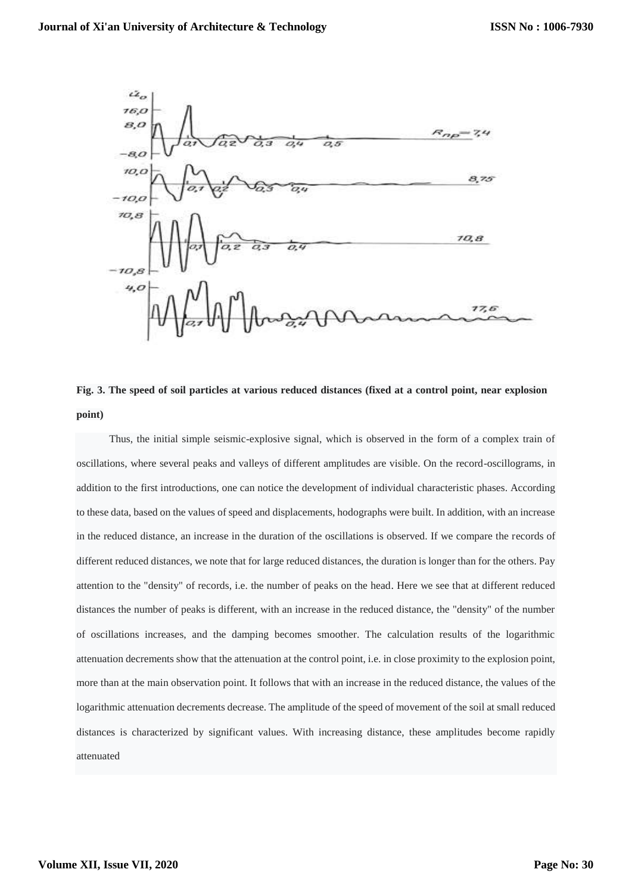**Fig. 3. The speed of soil particles at various reduced distances (fixed at a control point, near explosion point)**

Thus, the initial simple seismic-explosive signal, which is observed in the form of a complex train of oscillations, where several peaks and valleys of different amplitudes are visible. On the record-oscillograms, in addition to the first introductions, one can notice the development of individual characteristic phases. According to these data, based on the values of speed and displacements, hodographs were built. In addition, with an increase in the reduced distance, an increase in the duration of the oscillations is observed. If we compare the records of different reduced distances, we note that for large reduced distances, the duration is longer than for the others. Pay attention to the "density" of records, i.e. the number of peaks on the head. Here we see that at different reduced distances the number of peaks is different, with an increase in the reduced distance, the "density" of the number of oscillations increases, and the damping becomes smoother. The calculation results of the logarithmic attenuation decrements show that the attenuation at the control point, i.e. in close proximity to the explosion point, more than at the main observation point. It follows that with an increase in the reduced distance, the values of the logarithmic attenuation decrements decrease. The amplitude of the speed of movement of the soil at small reduced distances is characterized by significant values. With increasing distance, these amplitudes become rapidly attenuated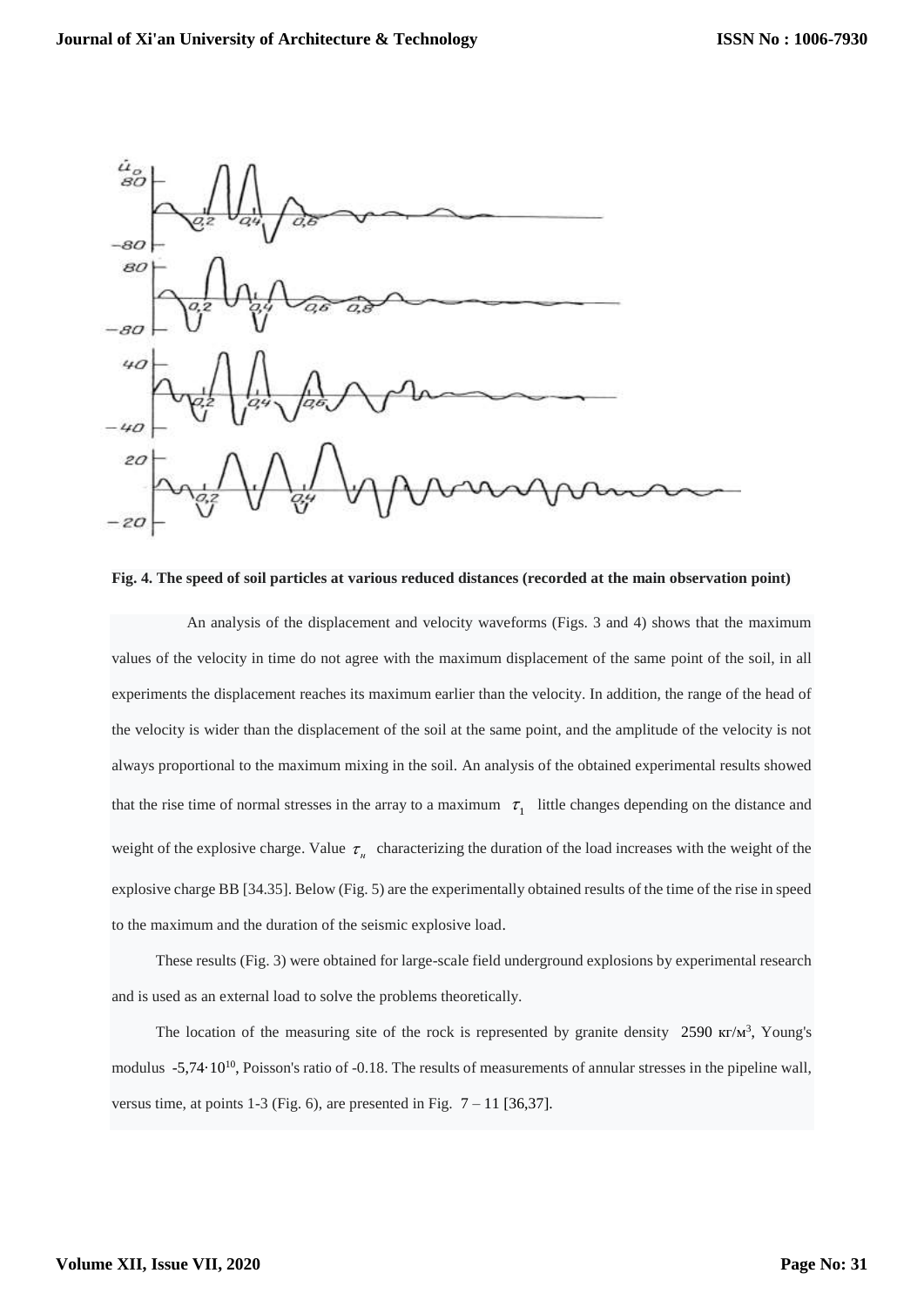**Fig. 4. The speed of soil particles at various reduced distances (recorded at the main observation point)**

An analysis of the displacement and velocity waveforms (Figs. 3 and 4) shows that the maximum values of the velocity in time do not agree with the maximum displacement of the same point of the soil, in all experiments the displacement reaches its maximum earlier than the velocity. In addition, the range of the head of the velocity is wider than the displacement of the soil at the same point, and the amplitude of the velocity is not always proportional to the maximum mixing in the soil. An analysis of the obtained experimental results showed that the rise time of normal stresses in the array to a maximum $\tau_1$ little changes depending on the distance and weight of the explosive charge. Value $\tau_н$ characterizing the duration of the load increases with the weight of the explosive charge BB [34.35]. Below (Fig. 5) are the experimentally obtained results of the time of the rise in speed to the maximum and the duration of the seismic explosive load.

These results (Fig. 3) were obtained for large-scale field underground explosions by experimental research and is used as an external load to solve the problems theoretically.

The location of the measuring site of the rock is represented by granite density 2590 кг/м$^3$, Young's modulus -5,74·10$^{10}$, Poisson's ratio of -0.18. The results of measurements of annular stresses in the pipeline wall, versus time, at points 1-3 (Fig. 6), are presented in Fig. 7 – 11 [36,37].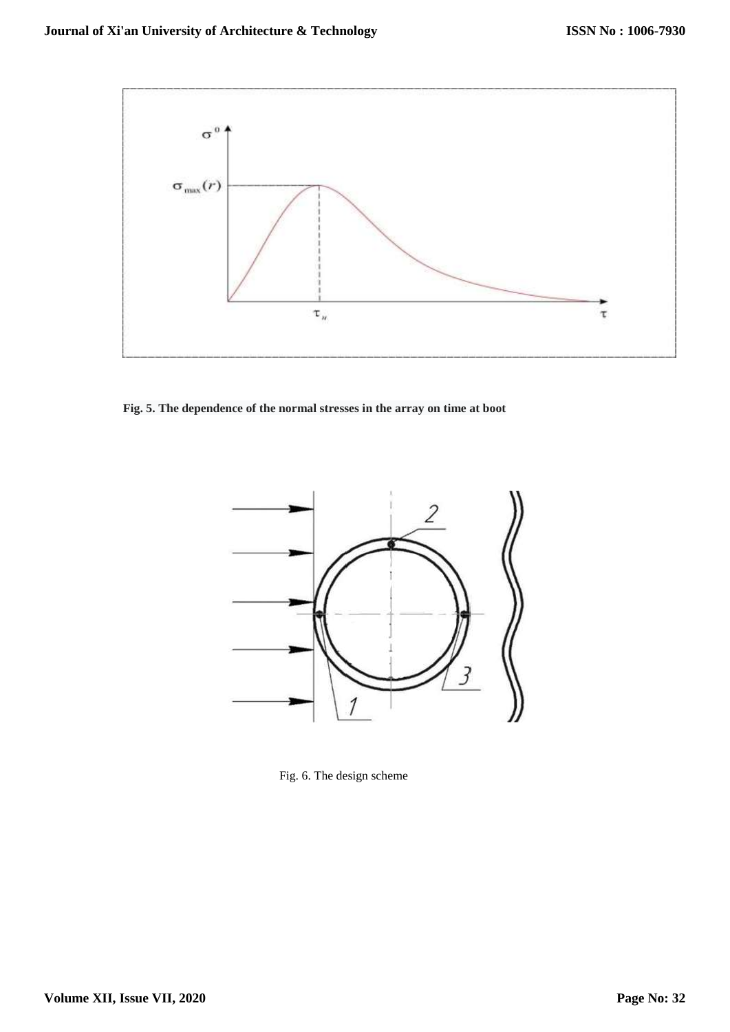Fig. 5. The dependence of the normal stresses in the array on time at boot

Fig. 6. The design scheme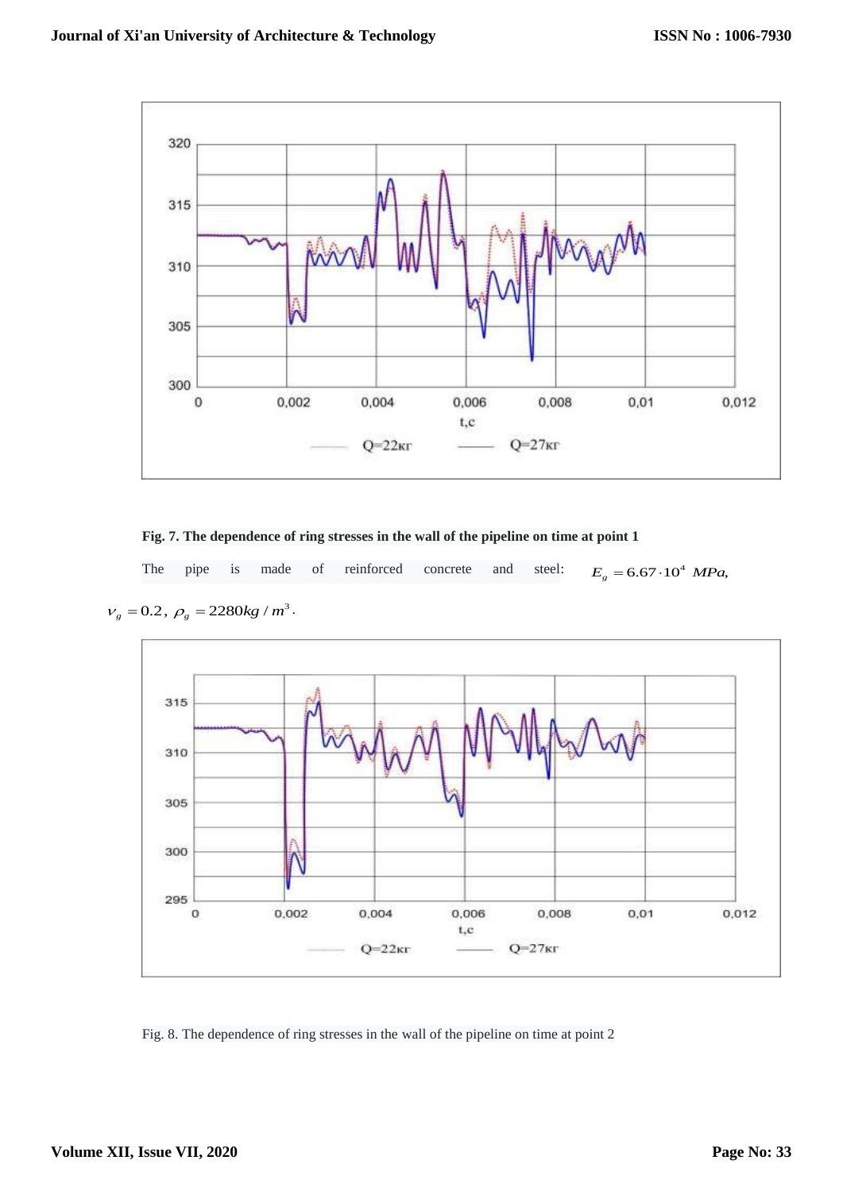**Fig. 7. The dependence of ring stresses in the wall of the pipeline on time at point 1**

The pipe is made of reinforced concrete and steel: $E_g = 6.67 \cdot 10^4$ $MPa$, $\nu_g = 0.2$, $\rho_g = 2280 kg/m^3$.

Fig. 8. The dependence of ring stresses in the wall of the pipeline on time at point 2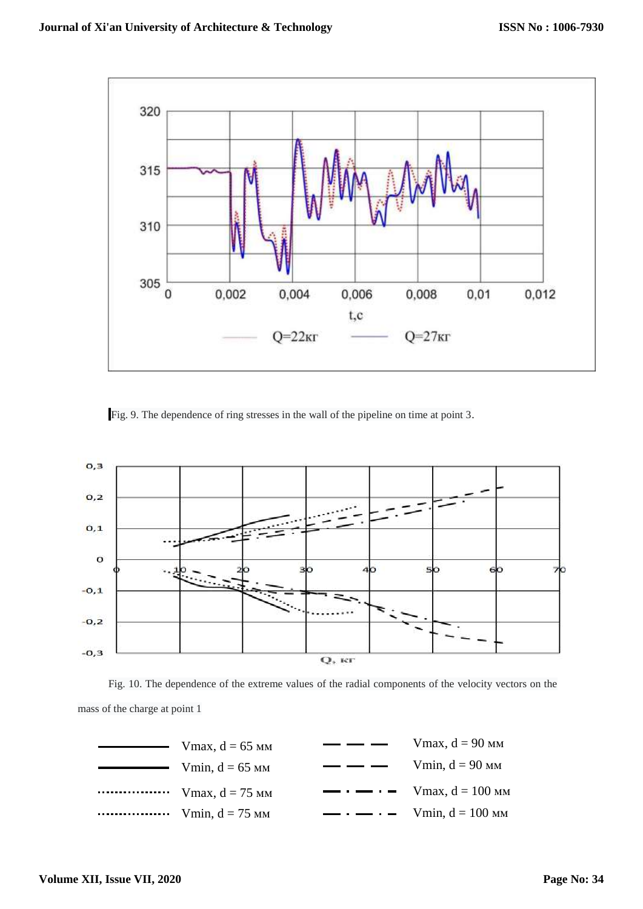Fig. 9. The dependence of ring stresses in the wall of the pipeline on time at point 3.

Fig. 10. The dependence of the extreme values of the radial components of the velocity vectors on the mass of the charge at point 1

| | | | |
|---|---|---|---|
| ——— | Vmax, d = 65 мм | — — — | Vmax, d = 90 мм |
| ——— | Vmin, d = 65 мм | — — — | Vmin, d = 90 мм |
| ·········· | Vmax, d = 75 мм | — · — · | Vmax, d = 100 мм |
| ·········· | Vmin, d = 75 мм | — · — · | Vmin, d = 100 мм |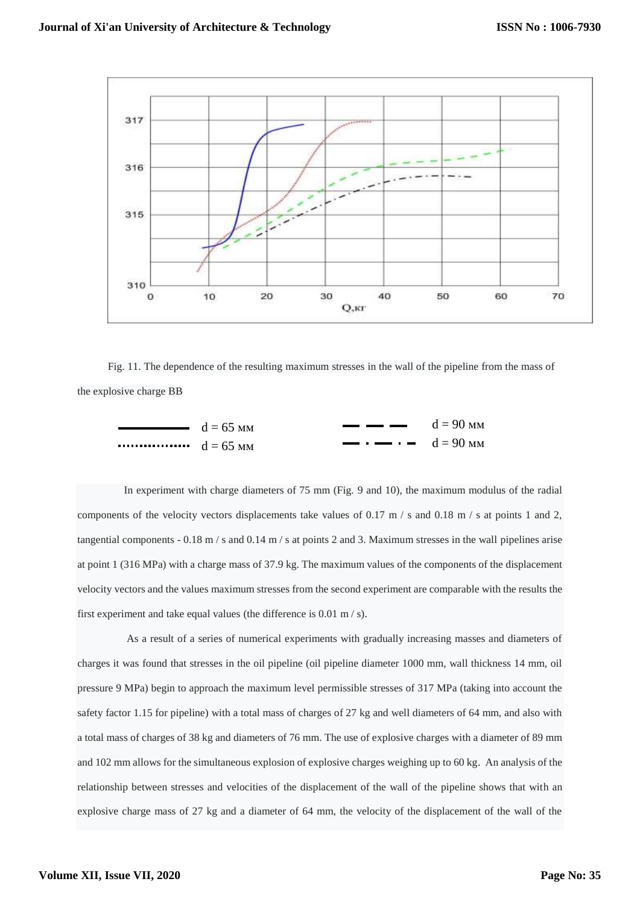Fig. 11. The dependence of the resulting maximum stresses in the wall of the pipeline from the mass of the explosive charge BB

d = 65 мм (solid line) d = 90 мм (dashed line)
d = 65 мм (dotted line) d = 90 мм (dash-dot line)

In experiment with charge diameters of 75 mm (Fig. 9 and 10), the maximum modulus of the radial components of the velocity vectors displacements take values of 0.17 m / s and 0.18 m / s at points 1 and 2, tangential components - 0.18 m / s and 0.14 m / s at points 2 and 3. Maximum stresses in the wall pipelines arise at point 1 (316 MPa) with a charge mass of 37.9 kg. The maximum values of the components of the displacement velocity vectors and the values maximum stresses from the second experiment are comparable with the results the first experiment and take equal values (the difference is 0.01 m / s).

As a result of a series of numerical experiments with gradually increasing masses and diameters of charges it was found that stresses in the oil pipeline (oil pipeline diameter 1000 mm, wall thickness 14 mm, oil pressure 9 MPa) begin to approach the maximum level permissible stresses of 317 MPa (taking into account the safety factor 1.15 for pipeline) with a total mass of charges of 27 kg and well diameters of 64 mm, and also with a total mass of charges of 38 kg and diameters of 76 mm. The use of explosive charges with a diameter of 89 mm and 102 mm allows for the simultaneous explosion of explosive charges weighing up to 60 kg. An analysis of the relationship between stresses and velocities of the displacement of the wall of the pipeline shows that with an explosive charge mass of 27 kg and a diameter of 64 mm, the velocity of the displacement of the wall of the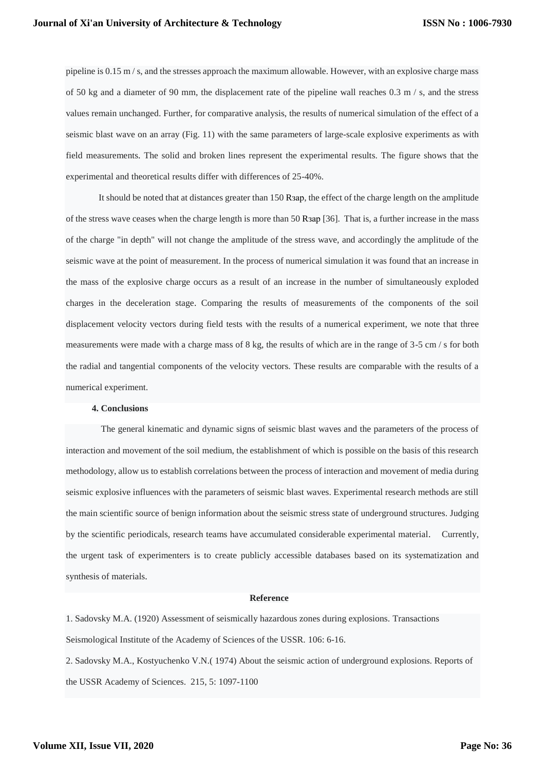pipeline is 0.15 m / s, and the stresses approach the maximum allowable. However, with an explosive charge mass of 50 kg and a diameter of 90 mm, the displacement rate of the pipeline wall reaches 0.3 m / s, and the stress values remain unchanged. Further, for comparative analysis, the results of numerical simulation of the effect of a seismic blast wave on an array (Fig. 11) with the same parameters of large-scale explosive experiments as with field measurements. The solid and broken lines represent the experimental results. The figure shows that the experimental and theoretical results differ with differences of 25-40%.

It should be noted that at distances greater than 150 Rзар, the effect of the charge length on the amplitude of the stress wave ceases when the charge length is more than 50 Rзар [36]. That is, a further increase in the mass of the charge "in depth" will not change the amplitude of the stress wave, and accordingly the amplitude of the seismic wave at the point of measurement. In the process of numerical simulation it was found that an increase in the mass of the explosive charge occurs as a result of an increase in the number of simultaneously exploded charges in the deceleration stage. Comparing the results of measurements of the components of the soil displacement velocity vectors during field tests with the results of a numerical experiment, we note that three measurements were made with a charge mass of 8 kg, the results of which are in the range of 3-5 cm / s for both the radial and tangential components of the velocity vectors. These results are comparable with the results of a numerical experiment.

## 4. Conclusions

The general kinematic and dynamic signs of seismic blast waves and the parameters of the process of interaction and movement of the soil medium, the establishment of which is possible on the basis of this research methodology, allow us to establish correlations between the process of interaction and movement of media during seismic explosive influences with the parameters of seismic blast waves. Experimental research methods are still the main scientific source of benign information about the seismic stress state of underground structures. Judging by the scientific periodicals, research teams have accumulated considerable experimental material. Currently, the urgent task of experimenters is to create publicly accessible databases based on its systematization and synthesis of materials.

## Reference

1. Sadovsky M.A. (1920) Assessment of seismically hazardous zones during explosions. Transactions Seismological Institute of the Academy of Sciences of the USSR. 106: 6-16.

2. Sadovsky M.A., Kostyuchenko V.N.( 1974) About the seismic action of underground explosions. Reports of the USSR Academy of Sciences. 215, 5: 1097-1100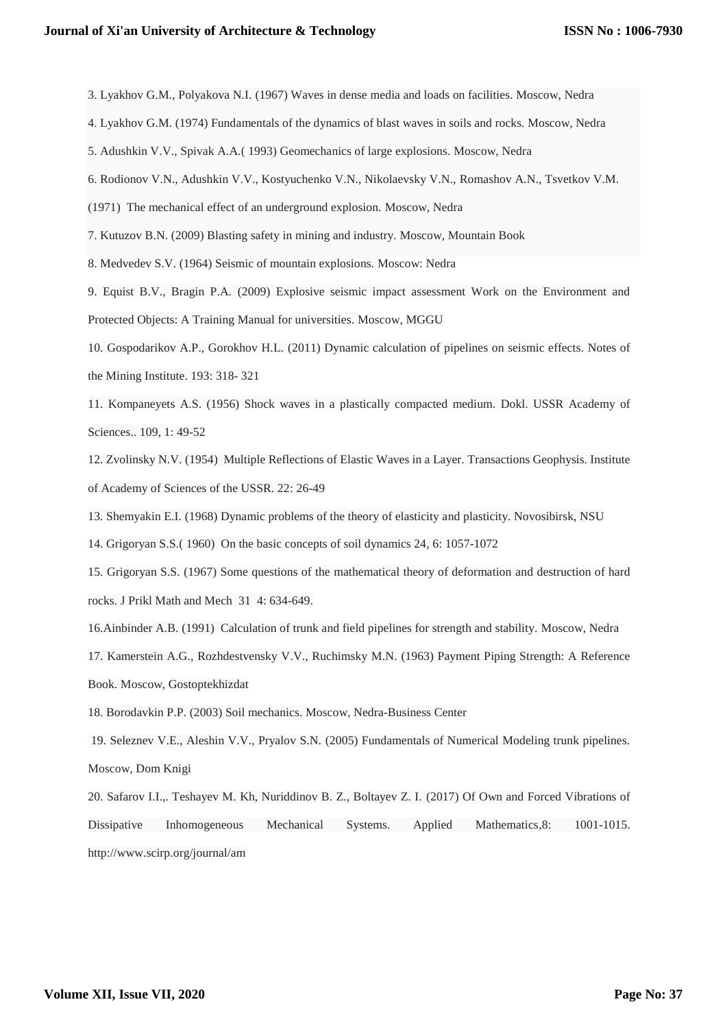3. Lyakhov G.M., Polyakova N.I. (1967) Waves in dense media and loads on facilities. Moscow, Nedra

4. Lyakhov G.M. (1974) Fundamentals of the dynamics of blast waves in soils and rocks. Moscow, Nedra

5. Adushkin V.V., Spivak A.A.( 1993) Geomechanics of large explosions. Moscow, Nedra

6. Rodionov V.N., Adushkin V.V., Kostyuchenko V.N., Nikolaevsky V.N., Romashov A.N., Tsvetkov V.M. (1971) The mechanical effect of an underground explosion. Moscow, Nedra

7. Kutuzov B.N. (2009) Blasting safety in mining and industry. Moscow, Mountain Book

8. Medvedev S.V. (1964) Seismic of mountain explosions. Moscow: Nedra

9. Equist B.V., Bragin P.A. (2009) Explosive seismic impact assessment Work on the Environment and Protected Objects: A Training Manual for universities. Moscow, MGGU

10. Gospodarikov A.P., Gorokhov H.L. (2011) Dynamic calculation of pipelines on seismic effects. Notes of the Mining Institute. 193: 318- 321

11. Kompaneyets A.S. (1956) Shock waves in a plastically compacted medium. Dokl. USSR Academy of Sciences.. 109, 1: 49-52

12. Zvolinsky N.V. (1954) Multiple Reflections of Elastic Waves in a Layer. Transactions Geophysis. Institute of Academy of Sciences of the USSR. 22: 26-49

13. Shemyakin E.I. (1968) Dynamic problems of the theory of elasticity and plasticity. Novosibirsk, NSU

14. Grigoryan S.S.( 1960) On the basic concepts of soil dynamics 24, 6: 1057-1072

15. Grigoryan S.S. (1967) Some questions of the mathematical theory of deformation and destruction of hard rocks. J Prikl Math and Mech 31 4: 634-649.

16.Ainbinder A.B. (1991) Calculation of trunk and field pipelines for strength and stability. Moscow, Nedra

17. Kamerstein A.G., Rozhdestvensky V.V., Ruchimsky M.N. (1963) Payment Piping Strength: A Reference Book. Moscow, Gostoptekhizdat

18. Borodavkin P.P. (2003) Soil mechanics. Moscow, Nedra-Business Center

19. Seleznev V.E., Aleshin V.V., Pryalov S.N. (2005) Fundamentals of Numerical Modeling trunk pipelines. Moscow, Dom Knigi

20. Safarov I.I.,. Teshayev M. Kh, Nuriddinov B. Z., Boltayev Z. I. (2017) Of Own and Forced Vibrations of Dissipative Inhomogeneous Mechanical Systems. Applied Mathematics,8: 1001-1015. http://www.scirp.org/journal/am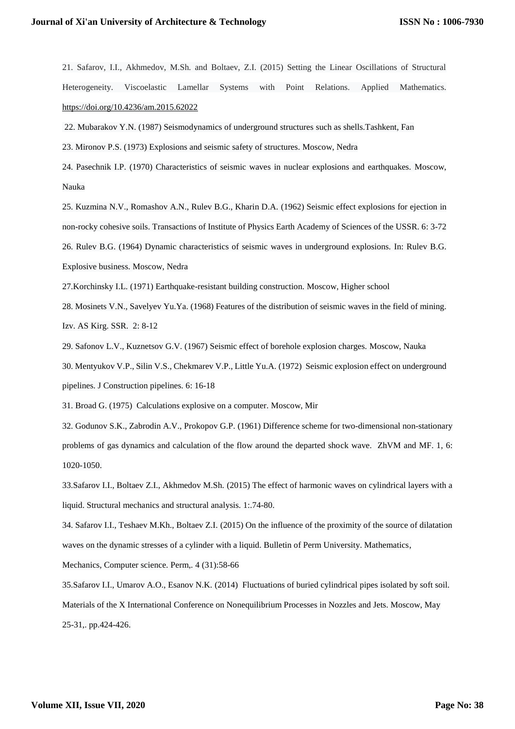21. Safarov, I.I., Akhmedov, M.Sh. and Boltaev, Z.I. (2015) Setting the Linear Oscillations of Structural Heterogeneity. Viscoelastic Lamellar Systems with Point Relations. Applied Mathematics. https://doi.org/10.4236/am.2015.62022

22. Mubarakov Y.N. (1987) Seismodynamics of underground structures such as shells.Tashkent, Fan

23. Mironov P.S. (1973) Explosions and seismic safety of structures. Moscow, Nedra

24. Pasechnik I.P. (1970) Characteristics of seismic waves in nuclear explosions and earthquakes. Moscow, Nauka

25. Kuzmina N.V., Romashov A.N., Rulev B.G., Kharin D.A. (1962) Seismic effect explosions for ejection in non-rocky cohesive soils. Transactions of Institute of Physics Earth Academy of Sciences of the USSR. 6: 3-72

26. Rulev B.G. (1964) Dynamic characteristics of seismic waves in underground explosions. In: Rulev B.G. Explosive business. Moscow, Nedra

27.Korchinsky I.L. (1971) Earthquake-resistant building construction. Moscow, Higher school

28. Mosinets V.N., Savelyev Yu.Ya. (1968) Features of the distribution of seismic waves in the field of mining. Izv. AS Kirg. SSR. 2: 8-12

29. Safonov L.V., Kuznetsov G.V. (1967) Seismic effect of borehole explosion charges. Moscow, Nauka

30. Mentyukov V.P., Silin V.S., Chekmarev V.P., Little Yu.A. (1972) Seismic explosion effect on underground pipelines. J Construction pipelines. 6: 16-18

31. Broad G. (1975) Calculations explosive on a computer. Moscow, Mir

32. Godunov S.K., Zabrodin A.V., Prokopov G.P. (1961) Difference scheme for two-dimensional non-stationary problems of gas dynamics and calculation of the flow around the departed shock wave. ZhVM and MF. 1, 6: 1020-1050.

33.Safarov I.I., Boltaev Z.I., Akhmedov M.Sh. (2015) The effect of harmonic waves on cylindrical layers with a liquid. Structural mechanics and structural analysis. 1:.74-80.

34. Safarov I.I., Teshaev M.Kh., Boltaev Z.I. (2015) On the influence of the proximity of the source of dilatation waves on the dynamic stresses of a cylinder with a liquid. Bulletin of Perm University. Mathematics, Mechanics, Computer science. Perm,. 4 (31):58-66

35.Safarov I.I., Umarov A.O., Esanov N.K. (2014) Fluctuations of buried cylindrical pipes isolated by soft soil. Materials of the X International Conference on Nonequilibrium Processes in Nozzles and Jets. Moscow, May 25-31,. pp.424-426.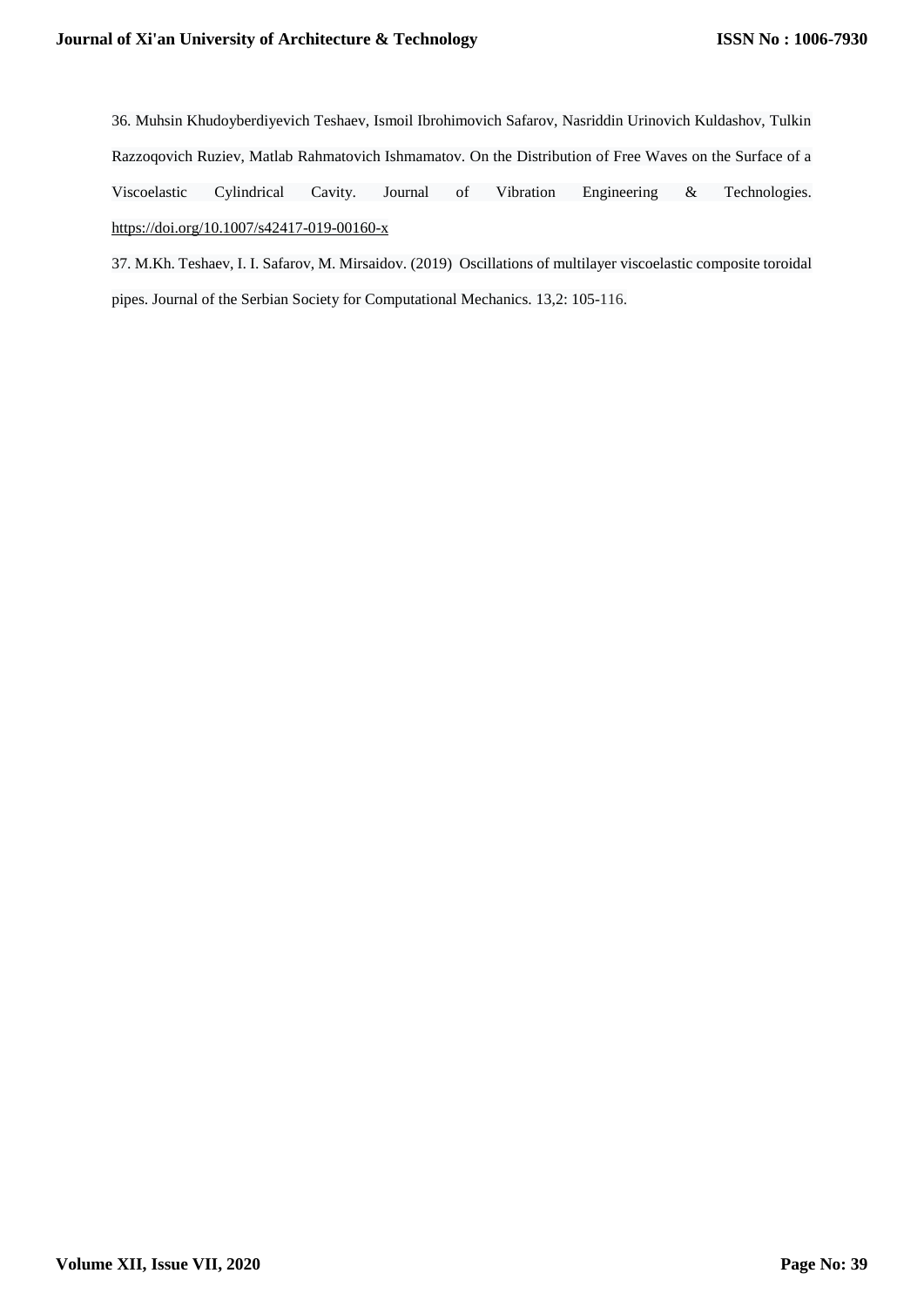36. Muhsin Khudoyberdiyevich Teshaev, Ismoil Ibrohimovich Safarov, Nasriddin Urinovich Kuldashov, Tulkin Razzoqovich Ruziev, Matlab Rahmatovich Ishmamatov. On the Distribution of Free Waves on the Surface of a Viscoelastic Cylindrical Cavity. Journal of Vibration Engineering & Technologies. https://doi.org/10.1007/s42417-019-00160-x

37. M.Kh. Teshaev, I. I. Safarov, M. Mirsaidov. (2019) Oscillations of multilayer viscoelastic composite toroidal pipes. Journal of the Serbian Society for Computational Mechanics. 13,2: 105-116.